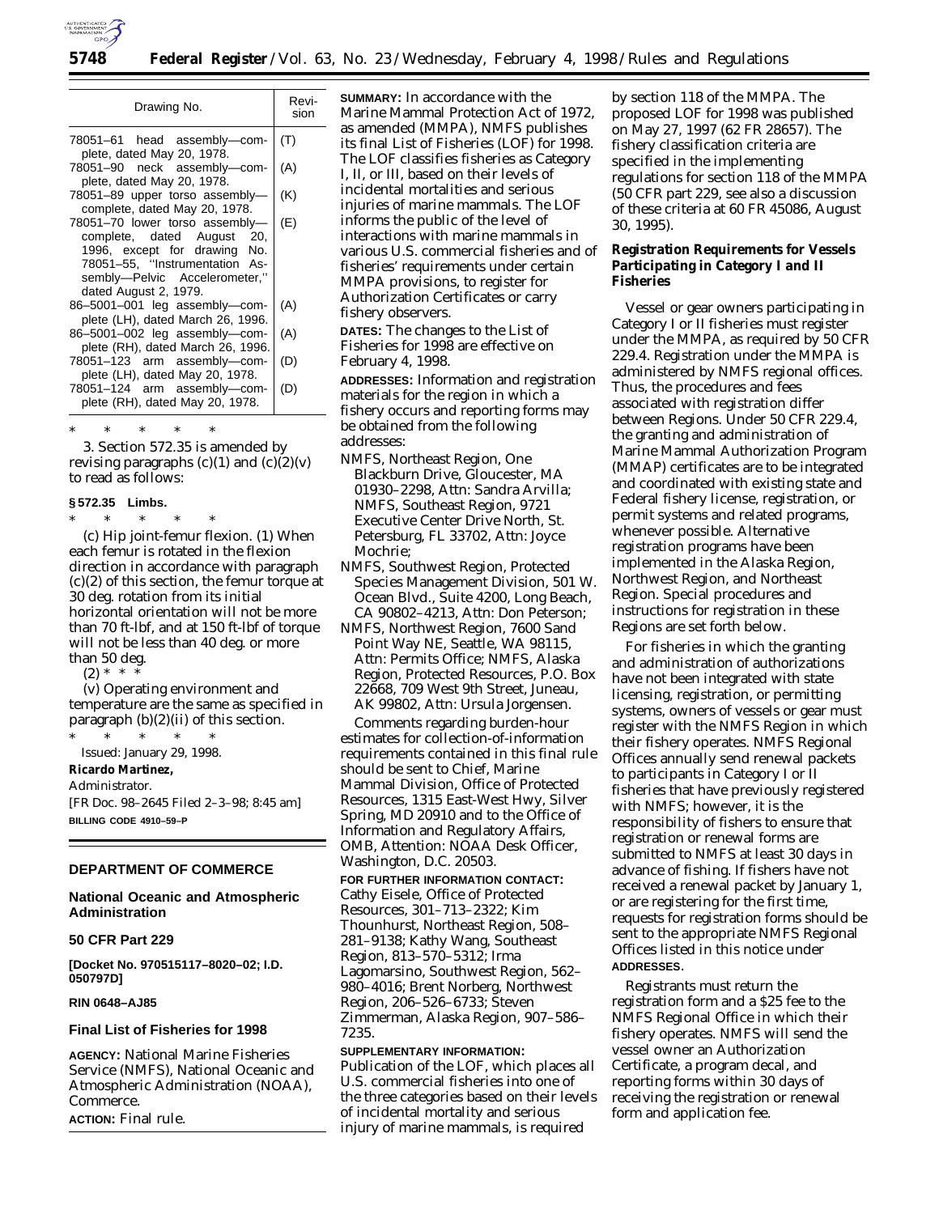| Drawing No. | Revision |
| --- | --- |
| 78051–61 head assembly—complete, dated May 20, 1978. | (T) |
| 78051–90 neck assembly—complete, dated May 20, 1978. | (A) |
| 78051–89 upper torso assembly—complete, dated May 20, 1978. | (K) |
| 78051–70 lower torso assembly—complete, dated August 20, 1996, except for drawing No. 78051–55, ''Instrumentation Assembly—Pelvic Accelerometer,'' dated August 2, 1979. | (E) |
| 86–5001–001 leg assembly—complete (LH), dated March 26, 1996. | (A) |
| 86–5001–002 leg assembly—complete (RH), dated March 26, 1996. | (A) |
| 78051–123 arm assembly—complete (LH), dated May 20, 1978. | (D) |
| 78051–124 arm assembly—complete (RH), dated May 20, 1978. | (D) |

* * * * *

3. Section 572.35 is amended by revising paragraphs (c)(1) and (c)(2)(v) to read as follows:

**§ 572.35 Limbs.**

* * * * *

(c) Hip joint-femur flexion. (1) When each femur is rotated in the flexion direction in accordance with paragraph (c)(2) of this section, the femur torque at 30 deg. rotation from its initial horizontal orientation will not be more than 70 ft-lbf, and at 150 ft-lbf of torque will not be less than 40 deg. or more than 50 deg.

(2) * * *

(v) Operating environment and temperature are the same as specified in paragraph (b)(2)(ii) of this section.

* * * * *

Issued: January 29, 1998.

**Ricardo Martinez,**

*Administrator.*

[FR Doc. 98–2645 Filed 2–3–98; 8:45 am]

**BILLING CODE 4910–59–P**

## DEPARTMENT OF COMMERCE

### National Oceanic and Atmospheric Administration

### 50 CFR Part 229

**[Docket No. 970515117–8020–02; I.D. 050797D]**

**RIN 0648–AJ85**

### Final List of Fisheries for 1998

**AGENCY:** National Marine Fisheries Service (NMFS), National Oceanic and Atmospheric Administration (NOAA), Commerce.

**ACTION:** Final rule.

**SUMMARY:** In accordance with the Marine Mammal Protection Act of 1972, as amended (MMPA), NMFS publishes its final List of Fisheries (LOF) for 1998. The LOF classifies fisheries as Category I, II, or III, based on their levels of incidental mortalities and serious injuries of marine mammals. The LOF informs the public of the level of interactions with marine mammals in various U.S. commercial fisheries and of fisheries' requirements under certain MMPA provisions, to register for Authorization Certificates or carry fishery observers.

**DATES:** The changes to the List of Fisheries for 1998 are effective on February 4, 1998.

**ADDRESSES:** Information and registration materials for the region in which a fishery occurs and reporting forms may be obtained from the following addresses:

NMFS, Northeast Region, One Blackburn Drive, Gloucester, MA 01930–2298, Attn: Sandra Arvilla; NMFS, Southeast Region, 9721 Executive Center Drive North, St. Petersburg, FL 33702, Attn: Joyce Mochrie;

NMFS, Southwest Region, Protected Species Management Division, 501 W. Ocean Blvd., Suite 4200, Long Beach, CA 90802–4213, Attn: Don Peterson;

NMFS, Northwest Region, 7600 Sand Point Way NE, Seattle, WA 98115, Attn: Permits Office; NMFS, Alaska Region, Protected Resources, P.O. Box 22668, 709 West 9th Street, Juneau, AK 99802, Attn: Ursula Jorgensen.

Comments regarding burden-hour estimates for collection-of-information requirements contained in this final rule should be sent to Chief, Marine Mammal Division, Office of Protected Resources, 1315 East-West Hwy, Silver Spring, MD 20910 and to the Office of Information and Regulatory Affairs, OMB, Attention: NOAA Desk Officer, Washington, D.C. 20503.

**FOR FURTHER INFORMATION CONTACT:** Cathy Eisele, Office of Protected Resources, 301–713–2322; Kim Thounhurst, Northeast Region, 508–281–9138; Kathy Wang, Southeast Region, 813–570–5312; Irma Lagomarsino, Southwest Region, 562–980–4016; Brent Norberg, Northwest Region, 206–526–6733; Steven Zimmerman, Alaska Region, 907–586–7235.

**SUPPLEMENTARY INFORMATION:**

Publication of the LOF, which places all U.S. commercial fisheries into one of the three categories based on their levels of incidental mortality and serious injury of marine mammals, is required by section 118 of the MMPA. The proposed LOF for 1998 was published on May 27, 1997 (62 FR 28657). The fishery classification criteria are specified in the implementing regulations for section 118 of the MMPA (50 CFR part 229, see also a discussion of these criteria at 60 FR 45086, August 30, 1995).

#### Registration Requirements for Vessels Participating in Category I and II Fisheries

Vessel or gear owners participating in Category I or II fisheries must register under the MMPA, as required by 50 CFR 229.4. Registration under the MMPA is administered by NMFS regional offices. Thus, the procedures and fees associated with registration differ between Regions. Under 50 CFR 229.4, the granting and administration of Marine Mammal Authorization Program (MMAP) certificates are to be integrated and coordinated with existing state and Federal fishery license, registration, or permit systems and related programs, whenever possible. Alternative registration programs have been implemented in the Alaska Region, Northwest Region, and Northeast Region. Special procedures and instructions for registration in these Regions are set forth below.

For fisheries in which the granting and administration of authorizations have not been integrated with state licensing, registration, or permitting systems, owners of vessels or gear must register with the NMFS Region in which their fishery operates. NMFS Regional Offices annually send renewal packets to participants in Category I or II fisheries that have previously registered with NMFS; however, it is the responsibility of fishers to ensure that registration or renewal forms are submitted to NMFS at least 30 days in advance of fishing. If fishers have not received a renewal packet by January 1, or are registering for the first time, requests for registration forms should be sent to the appropriate NMFS Regional Offices listed in this notice under **ADDRESSES**.

Registrants must return the registration form and a $25 fee to the NMFS Regional Office in which their fishery operates. NMFS will send the vessel owner an Authorization Certificate, a program decal, and reporting forms within 30 days of receiving the registration or renewal form and application fee.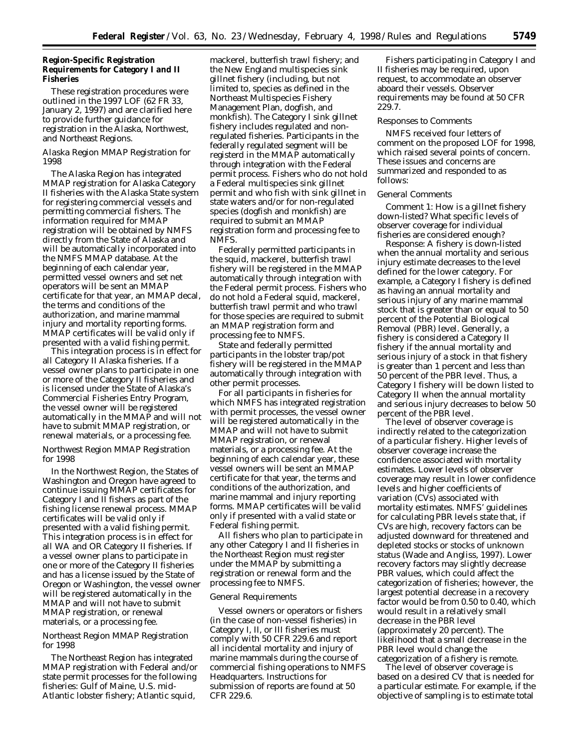### Region-Specific Registration Requirements for Category I and II Fisheries

These registration procedures were outlined in the 1997 LOF (62 FR 33, January 2, 1997) and are clarified here to provide further guidance for registration in the Alaska, Northwest, and Northeast Regions.

#### Alaska Region MMAP Registration for 1998

The Alaska Region has integrated MMAP registration for Alaska Category II fisheries with the Alaska State system for registering commercial vessels and permitting commercial fishers. The information required for MMAP registration will be obtained by NMFS directly from the State of Alaska and will be automatically incorporated into the NMFS MMAP database. At the beginning of each calendar year, permitted vessel owners and set net operators will be sent an MMAP certificate for that year, an MMAP decal, the terms and conditions of the authorization, and marine mammal injury and mortality reporting forms. MMAP certificates will be valid only if presented with a valid fishing permit.

This integration process is in effect for all Category II Alaska fisheries. If a vessel owner plans to participate in one or more of the Category II fisheries and is licensed under the State of Alaska's Commercial Fisheries Entry Program, the vessel owner will be registered automatically in the MMAP and will not have to submit MMAP registration, or renewal materials, or a processing fee.

#### Northwest Region MMAP Registration for 1998

In the Northwest Region, the States of Washington and Oregon have agreed to continue issuing MMAP certificates for Category I and II fishers as part of the fishing license renewal process. MMAP certificates will be valid only if presented with a valid fishing permit. This integration process is in effect for all WA and OR Category II fisheries. If a vessel owner plans to participate in one or more of the Category II fisheries and has a license issued by the State of Oregon or Washington, the vessel owner will be registered automatically in the MMAP and will not have to submit MMAP registration, or renewal materials, or a processing fee.

#### Northeast Region MMAP Registration for 1998

The Northeast Region has integrated MMAP registration with Federal and/or state permit processes for the following fisheries: Gulf of Maine, U.S. mid-Atlantic lobster fishery; Atlantic squid, mackerel, butterfish trawl fishery; and the New England multispecies sink gillnet fishery (including, but not limited to, species as defined in the Northeast Multispecies Fishery Management Plan, dogfish, and monkfish). The Category I sink gillnet fishery includes regulated and non-regulated fisheries. Participants in the federally regulated segment will be registerd in the MMAP automatically through integration with the Federal permit process. Fishers who do not hold a Federal multispecies sink gillnet permit and who fish with sink gillnet in state waters and/or for non-regulated species (dogfish and monkfish) are required to submit an MMAP registration form and processing fee to NMFS.

Federally permitted participants in the squid, mackerel, butterfish trawl fishery will be registered in the MMAP automatically through integration with the Federal permit process. Fishers who do not hold a Federal squid, mackerel, butterfish trawl permit and who trawl for those species are required to submit an MMAP registration form and processing fee to NMFS.

State and federally permitted participants in the lobster trap/pot fishery will be registered in the MMAP automatically through integration with other permit processes.

For all participants in fisheries for which NMFS has integrated registration with permit processes, the vessel owner will be registered automatically in the MMAP and will not have to submit MMAP registration, or renewal materials, or a processing fee. At the beginning of each calendar year, these vessel owners will be sent an MMAP certificate for that year, the terms and conditions of the authorization, and marine mammal and injury reporting forms. MMAP certificates will be valid only if presented with a valid state or Federal fishing permit.

All fishers who plan to participate in any other Category I and II fisheries in the Northeast Region must register under the MMAP by submitting a registration or renewal form and the processing fee to NMFS.

#### General Requirements

Vessel owners or operators or fishers (in the case of non-vessel fisheries) in Category I, II, or III fisheries must comply with 50 CFR 229.6 and report all incidental mortality and injury of marine mammals during the course of commercial fishing operations to NMFS Headquarters. Instructions for submission of reports are found at 50 CFR 229.6.

Fishers participating in Category I and II fisheries may be required, upon request, to accommodate an observer aboard their vessels. Observer requirements may be found at 50 CFR 229.7.

#### Responses to Comments

NMFS received four letters of comment on the proposed LOF for 1998, which raised several points of concern. These issues and concerns are summarized and responded to as follows:

#### General Comments

*Comment 1*: How is a gillnet fishery down-listed? What specific levels of observer coverage for individual fisheries are considered enough?

*Response*: A fishery is down-listed when the annual mortality and serious injury estimate decreases to the level defined for the lower category. For example, a Category I fishery is defined as having an annual mortality and serious injury of any marine mammal stock that is greater than or equal to 50 percent of the Potential Biological Removal (PBR) level. Generally, a fishery is considered a Category II fishery if the annual mortality and serious injury of a stock in that fishery is greater than 1 percent and less than 50 percent of the PBR level. Thus, a Category I fishery will be down listed to Category II when the annual mortality and serious injury decreases to below 50 percent of the PBR level.

The level of observer coverage is indirectly related to the categorization of a particular fishery. Higher levels of observer coverage increase the confidence associated with mortality estimates. Lower levels of observer coverage may result in lower confidence levels and higher coefficients of variation (CVs) associated with mortality estimates. NMFS' guidelines for calculating PBR levels state that, if CVs are high, recovery factors can be adjusted downward for threatened and depleted stocks or stocks of unknown status (Wade and Angliss, 1997). Lower recovery factors may slightly decrease PBR values, which could affect the categorization of fisheries; however, the largest potential decrease in a recovery factor would be from 0.50 to 0.40, which would result in a relatively small decrease in the PBR level (approximately 20 percent). The likelihood that a small decrease in the PBR level would change the categorization of a fishery is remote.

The level of observer coverage is based on a desired CV that is needed for a particular estimate. For example, if the objective of sampling is to estimate total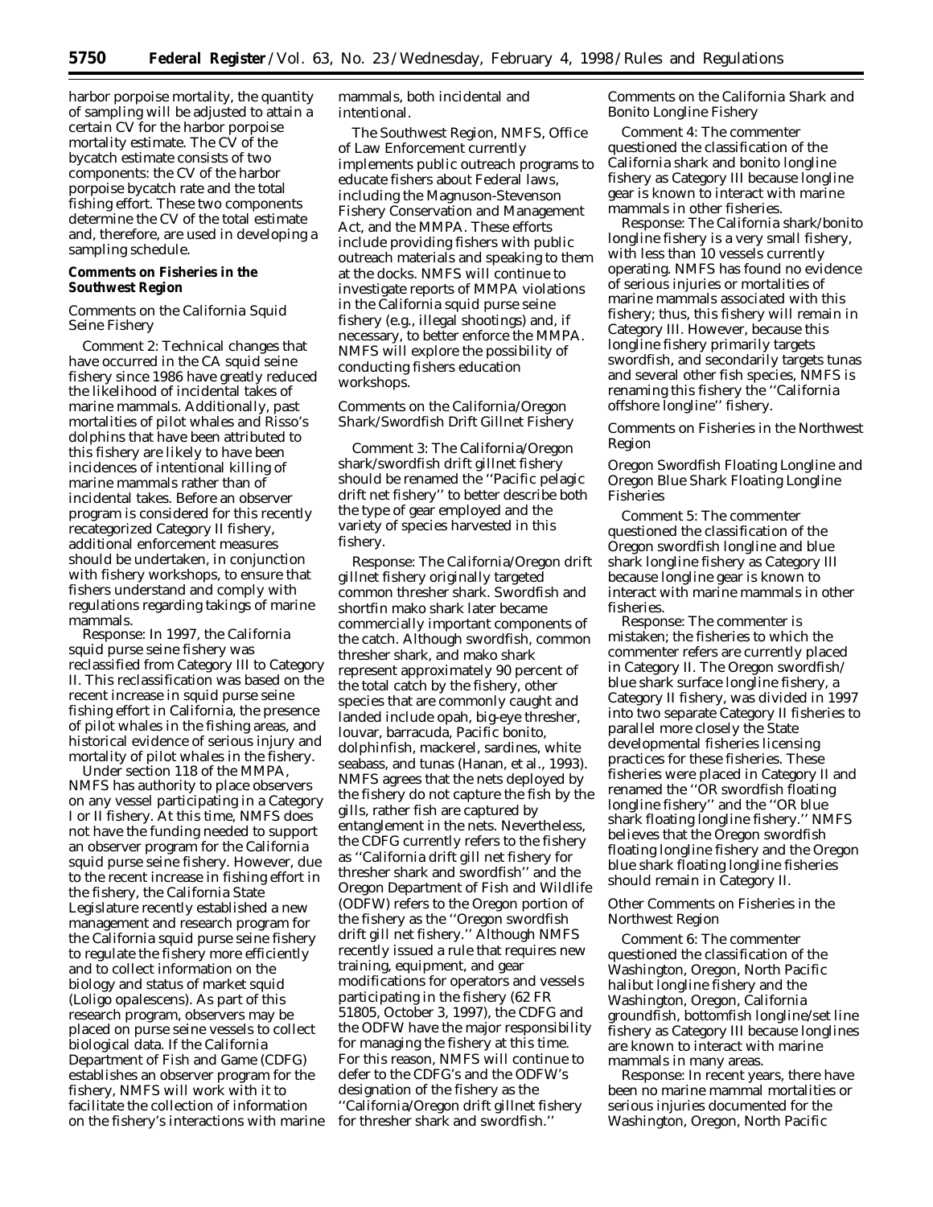harbor porpoise mortality, the quantity of sampling will be adjusted to attain a certain CV for the harbor porpoise mortality estimate. The CV of the bycatch estimate consists of two components: the CV of the harbor porpoise bycatch rate and the total fishing effort. These two components determine the CV of the total estimate and, therefore, are used in developing a sampling schedule.

**Comments on Fisheries in the Southwest Region**

*Comments on the California Squid Seine Fishery*

*Comment 2:* Technical changes that have occurred in the CA squid seine fishery since 1986 have greatly reduced the likelihood of incidental takes of marine mammals. Additionally, past mortalities of pilot whales and Risso's dolphins that have been attributed to this fishery are likely to have been incidences of intentional killing of marine mammals rather than of incidental takes. Before an observer program is considered for this recently recategorized Category II fishery, additional enforcement measures should be undertaken, in conjunction with fishery workshops, to ensure that fishers understand and comply with regulations regarding takings of marine mammals.

*Response:* In 1997, the California squid purse seine fishery was reclassified from Category III to Category II. This reclassification was based on the recent increase in squid purse seine fishing effort in California, the presence of pilot whales in the fishing areas, and historical evidence of serious injury and mortality of pilot whales in the fishery.

Under section 118 of the MMPA, NMFS has authority to place observers on any vessel participating in a Category I or II fishery. At this time, NMFS does not have the funding needed to support an observer program for the California squid purse seine fishery. However, due to the recent increase in fishing effort in the fishery, the California State Legislature recently established a new management and research program for the California squid purse seine fishery to regulate the fishery more efficiently and to collect information on the biology and status of market squid (*Loligo opalescens*). As part of this research program, observers may be placed on purse seine vessels to collect biological data. If the California Department of Fish and Game (CDFG) establishes an observer program for the fishery, NMFS will work with it to facilitate the collection of information on the fishery's interactions with marine mammals, both incidental and intentional.

The Southwest Region, NMFS, Office of Law Enforcement currently implements public outreach programs to educate fishers about Federal laws, including the Magnuson-Stevenson Fishery Conservation and Management Act, and the MMPA. These efforts include providing fishers with public outreach materials and speaking to them at the docks. NMFS will continue to investigate reports of MMPA violations in the California squid purse seine fishery (e.g., illegal shootings) and, if necessary, to better enforce the MMPA. NMFS will explore the possibility of conducting fishers education workshops.

*Comments on the California/Oregon Shark/Swordfish Drift Gillnet Fishery*

*Comment 3:* The California/Oregon shark/swordfish drift gillnet fishery should be renamed the "Pacific pelagic drift net fishery" to better describe both the type of gear employed and the variety of species harvested in this fishery.

*Response:* The California/Oregon drift gillnet fishery originally targeted common thresher shark. Swordfish and shortfin mako shark later became commercially important components of the catch. Although swordfish, common thresher shark, and mako shark represent approximately 90 percent of the total catch by the fishery, other species that are commonly caught and landed include opah, big-eye thresher, louvar, barracuda, Pacific bonito, dolphinfish, mackerel, sardines, white seabass, and tunas (Hanan, et al., 1993). NMFS agrees that the nets deployed by the fishery do not capture the fish by the gills, rather fish are captured by entanglement in the nets. Nevertheless, the CDFG currently refers to the fishery as "California drift gill net fishery for thresher shark and swordfish" and the Oregon Department of Fish and Wildlife (ODFW) refers to the Oregon portion of the fishery as the "Oregon swordfish drift gill net fishery." Although NMFS recently issued a rule that requires new training, equipment, and gear modifications for operators and vessels participating in the fishery (62 FR 51805, October 3, 1997), the CDFG and the ODFW have the major responsibility for managing the fishery at this time. For this reason, NMFS will continue to defer to the CDFG's and the ODFW's designation of the fishery as the "California/Oregon drift gillnet fishery for thresher shark and swordfish."

*Comments on the California Shark and Bonito Longline Fishery*

*Comment 4:* The commenter questioned the classification of the California shark and bonito longline fishery as Category III because longline gear is known to interact with marine mammals in other fisheries.

*Response:* The California shark/bonito longline fishery is a very small fishery, with less than 10 vessels currently operating. NMFS has found no evidence of serious injuries or mortalities of marine mammals associated with this fishery; thus, this fishery will remain in Category III. However, because this longline fishery primarily targets swordfish, and secondarily targets tunas and several other fish species, NMFS is renaming this fishery the "California offshore longline" fishery.

*Comments on Fisheries in the Northwest Region*

*Oregon Swordfish Floating Longline and Oregon Blue Shark Floating Longline Fisheries*

*Comment 5:* The commenter questioned the classification of the Oregon swordfish longline and blue shark longline fishery as Category III because longline gear is known to interact with marine mammals in other fisheries.

*Response:* The commenter is mistaken; the fisheries to which the commenter refers are currently placed in Category II. The Oregon swordfish/blue shark surface longline fishery, a Category II fishery, was divided in 1997 into two separate Category II fisheries to parallel more closely the State developmental fisheries licensing practices for these fisheries. These fisheries were placed in Category II and renamed the "OR swordfish floating longline fishery" and the "OR blue shark floating longline fishery." NMFS believes that the Oregon swordfish floating longline fishery and the Oregon blue shark floating longline fisheries should remain in Category II.

*Other Comments on Fisheries in the Northwest Region*

*Comment 6:* The commenter questioned the classification of the Washington, Oregon, North Pacific halibut longline fishery and the Washington, Oregon, California groundfish, bottomfish longline/set line fishery as Category III because longlines are known to interact with marine mammals in many areas.

*Response:* In recent years, there have been no marine mammal mortalities or serious injuries documented for the Washington, Oregon, North Pacific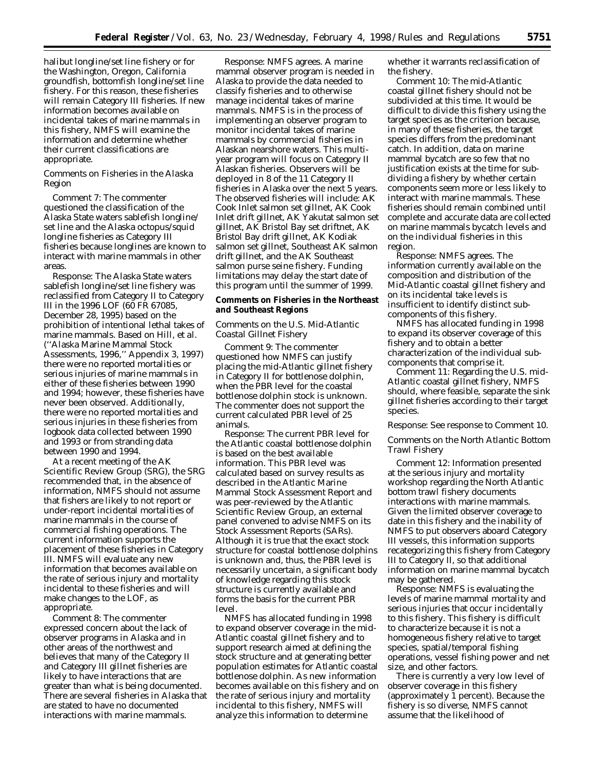halibut longline/set line fishery or for the Washington, Oregon, California groundfish, bottomfish longline/set line fishery. For this reason, these fisheries will remain Category III fisheries. If new information becomes available on incidental takes of marine mammals in this fishery, NMFS will examine the information and determine whether their current classifications are appropriate.

*Comments on Fisheries in the Alaska Region*

*Comment 7:* The commenter questioned the classification of the Alaska State waters sablefish longline/set line and the Alaska octopus/squid longline fisheries as Category III fisheries because longlines are known to interact with marine mammals in other areas.

*Response:* The Alaska State waters sablefish longline/set line fishery was reclassified from Category II to Category III in the 1996 LOF (60 FR 67085, December 28, 1995) based on the prohibition of intentional lethal takes of marine mammals. Based on Hill, et al. (''Alaska Marine Mammal Stock Assessments, 1996,'' Appendix 3, 1997) there were no reported mortalities or serious injuries of marine mammals in either of these fisheries between 1990 and 1994; however, these fisheries have never been observed. Additionally, there were no reported mortalities and serious injuries in these fisheries from logbook data collected between 1990 and 1993 or from stranding data between 1990 and 1994.

At a recent meeting of the AK Scientific Review Group (SRG), the SRG recommended that, in the absence of information, NMFS should not assume that fishers are likely to not report or under-report incidental mortalities of marine mammals in the course of commercial fishing operations. The current information supports the placement of these fisheries in Category III. NMFS will evaluate any new information that becomes available on the rate of serious injury and mortality incidental to these fisheries and will make changes to the LOF, as appropriate.

*Comment 8:* The commenter expressed concern about the lack of observer programs in Alaska and in other areas of the northwest and believes that many of the Category II and Category III gillnet fisheries are likely to have interactions that are greater than what is being documented. There are several fisheries in Alaska that are stated to have no documented interactions with marine mammals.

*Response:* NMFS agrees. A marine mammal observer program is needed in Alaska to provide the data needed to classify fisheries and to otherwise manage incidental takes of marine mammals. NMFS is in the process of implementing an observer program to monitor incidental takes of marine mammals by commercial fisheries in Alaskan nearshore waters. This multi-year program will focus on Category II Alaskan fisheries. Observers will be deployed in 8 of the 11 Category II fisheries in Alaska over the next 5 years. The observed fisheries will include: AK Cook Inlet salmon set gillnet, AK Cook Inlet drift gillnet, AK Yakutat salmon set gillnet, AK Bristol Bay set driftnet, AK Bristol Bay drift gillnet, AK Kodiak salmon set gillnet, Southeast AK salmon drift gillnet, and the AK Southeast salmon purse seine fishery. Funding limitations may delay the start date of this program until the summer of 1999.

**Comments on Fisheries in the Northeast and Southeast Regions**

*Comments on the U.S. Mid-Atlantic Coastal Gillnet Fishery*

*Comment 9:* The commenter questioned how NMFS can justify placing the mid-Atlantic gillnet fishery in Category II for bottlenose dolphin, when the PBR level for the coastal bottlenose dolphin stock is unknown. The commenter does not support the current calculated PBR level of 25 animals.

*Response:* The current PBR level for the Atlantic coastal bottlenose dolphin is based on the best available information. This PBR level was calculated based on survey results as described in the Atlantic Marine Mammal Stock Assessment Report and was peer-reviewed by the Atlantic Scientific Review Group, an external panel convened to advise NMFS on its Stock Assessment Reports (SARs). Although it is true that the exact stock structure for coastal bottlenose dolphins is unknown and, thus, the PBR level is necessarily uncertain, a significant body of knowledge regarding this stock structure is currently available and forms the basis for the current PBR level.

NMFS has allocated funding in 1998 to expand observer coverage in the mid-Atlantic coastal gillnet fishery and to support research aimed at defining the stock structure and at generating better population estimates for Atlantic coastal bottlenose dolphin. As new information becomes available on this fishery and on the rate of serious injury and mortality incidental to this fishery, NMFS will analyze this information to determine whether it warrants reclassification of the fishery.

*Comment 10:* The mid-Atlantic coastal gillnet fishery should not be subdivided at this time. It would be difficult to divide this fishery using the target species as the criterion because, in many of these fisheries, the target species differs from the predominant catch. In addition, data on marine mammal bycatch are so few that no justification exists at the time for subdividing a fishery by whether certain components seem more or less likely to interact with marine mammals. These fisheries should remain combined until complete and accurate data are collected on marine mammals bycatch levels and on the individual fisheries in this region.

*Response:* NMFS agrees. The information currently available on the composition and distribution of the Mid-Atlantic coastal gillnet fishery and on its incidental take levels is insufficient to identify distinct sub-components of this fishery.

NMFS has allocated funding in 1998 to expand its observer coverage of this fishery and to obtain a better characterization of the individual sub-components that comprise it.

*Comment 11:* Regarding the U.S. mid-Atlantic coastal gillnet fishery, NMFS should, where feasible, separate the sink gillnet fisheries according to their target species.

*Response:* See response to Comment 10.

*Comments on the North Atlantic Bottom Trawl Fishery*

*Comment 12:* Information presented at the serious injury and mortality workshop regarding the North Atlantic bottom trawl fishery documents interactions with marine mammals. Given the limited observer coverage to date in this fishery and the inability of NMFS to put observers aboard Category III vessels, this information supports recategorizing this fishery from Category III to Category II, so that additional information on marine mammal bycatch may be gathered.

*Response:* NMFS is evaluating the levels of marine mammal mortality and serious injuries that occur incidentally to this fishery. This fishery is difficult to characterize because it is not a homogeneous fishery relative to target species, spatial/temporal fishing operations, vessel fishing power and net size, and other factors.

There is currently a very low level of observer coverage in this fishery (approximately 1 percent). Because the fishery is so diverse, NMFS cannot assume that the likelihood of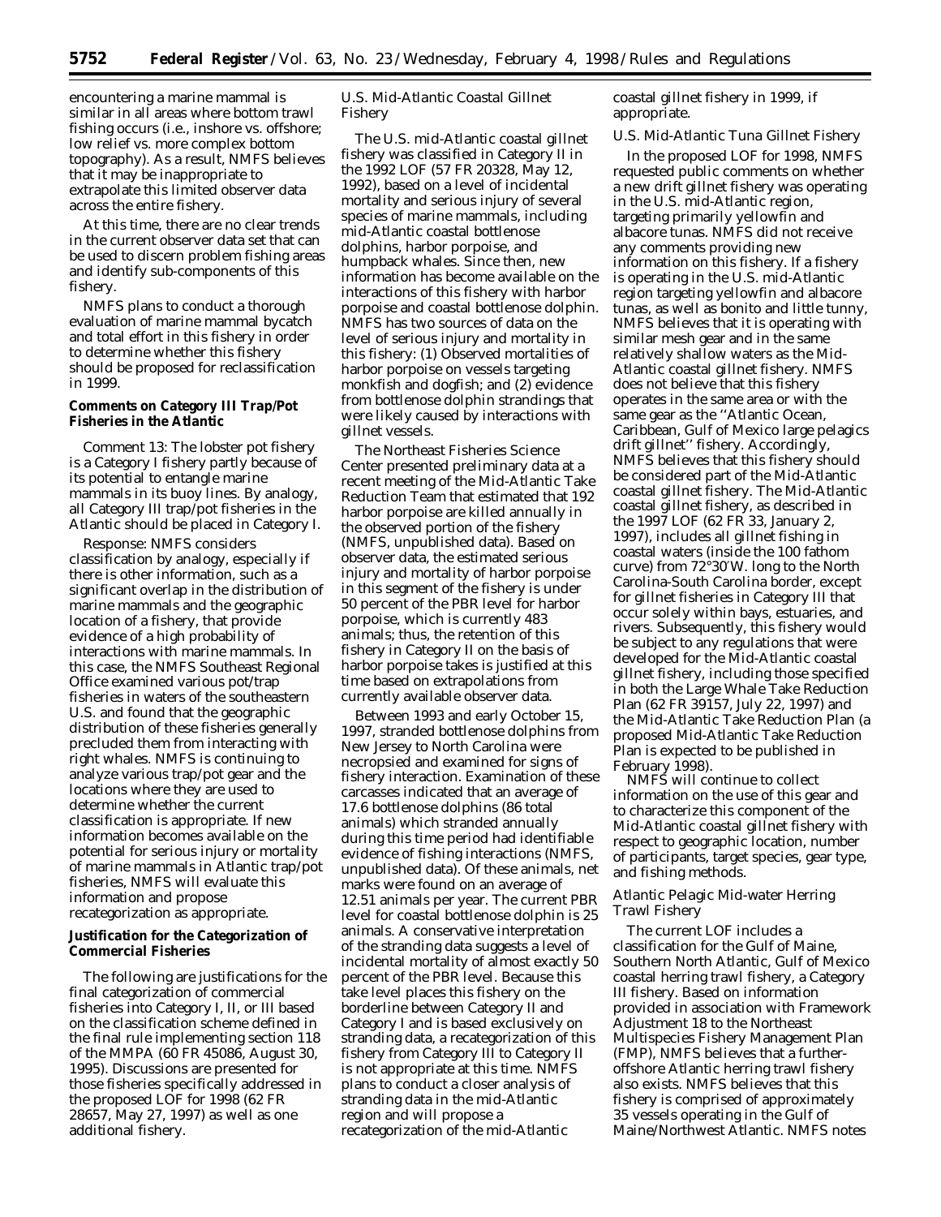encountering a marine mammal is similar in all areas where bottom trawl fishing occurs (i.e., inshore vs. offshore; low relief vs. more complex bottom topography). As a result, NMFS believes that it may be inappropriate to extrapolate this limited observer data across the entire fishery.

At this time, there are no clear trends in the current observer data set that can be used to discern problem fishing areas and identify sub-components of this fishery.

NMFS plans to conduct a thorough evaluation of marine mammal bycatch and total effort in this fishery in order to determine whether this fishery should be proposed for reclassification in 1999.

**Comments on Category III Trap/Pot Fisheries in the Atlantic**

*Comment 13:* The lobster pot fishery is a Category I fishery partly because of its potential to entangle marine mammals in its buoy lines. By analogy, all Category III trap/pot fisheries in the Atlantic should be placed in Category I.

*Response:* NMFS considers classification by analogy, especially if there is other information, such as a significant overlap in the distribution of marine mammals and the geographic location of a fishery, that provide evidence of a high probability of interactions with marine mammals. In this case, the NMFS Southeast Regional Office examined various pot/trap fisheries in waters of the southeastern U.S. and found that the geographic distribution of these fisheries generally precluded them from interacting with right whales. NMFS is continuing to analyze various trap/pot gear and the locations where they are used to determine whether the current classification is appropriate. If new information becomes available on the potential for serious injury or mortality of marine mammals in Atlantic trap/pot fisheries, NMFS will evaluate this information and propose recategorization as appropriate.

**Justification for the Categorization of Commercial Fisheries**

The following are justifications for the final categorization of commercial fisheries into Category I, II, or III based on the classification scheme defined in the final rule implementing section 118 of the MMPA (60 FR 45086, August 30, 1995). Discussions are presented for those fisheries specifically addressed in the proposed LOF for 1998 (62 FR 28657, May 27, 1997) as well as one additional fishery.

*U.S. Mid-Atlantic Coastal Gillnet Fishery*

The U.S. mid-Atlantic coastal gillnet fishery was classified in Category II in the 1992 LOF (57 FR 20328, May 12, 1992), based on a level of incidental mortality and serious injury of several species of marine mammals, including mid-Atlantic coastal bottlenose dolphins, harbor porpoise, and humpback whales. Since then, new information has become available on the interactions of this fishery with harbor porpoise and coastal bottlenose dolphin. NMFS has two sources of data on the level of serious injury and mortality in this fishery: (1) Observed mortalities of harbor porpoise on vessels targeting monkfish and dogfish; and (2) evidence from bottlenose dolphin strandings that were likely caused by interactions with gillnet vessels.

The Northeast Fisheries Science Center presented preliminary data at a recent meeting of the Mid-Atlantic Take Reduction Team that estimated that 192 harbor porpoise are killed annually in the observed portion of the fishery (NMFS, unpublished data). Based on observer data, the estimated serious injury and mortality of harbor porpoise in this segment of the fishery is under 50 percent of the PBR level for harbor porpoise, which is currently 483 animals; thus, the retention of this fishery in Category II on the basis of harbor porpoise takes is justified at this time based on extrapolations from currently available observer data.

Between 1993 and early October 15, 1997, stranded bottlenose dolphins from New Jersey to North Carolina were necropsied and examined for signs of fishery interaction. Examination of these carcasses indicated that an average of 17.6 bottlenose dolphins (86 total animals) which stranded annually during this time period had identifiable evidence of fishing interactions (NMFS, unpublished data). Of these animals, net marks were found on an average of 12.51 animals per year. The current PBR level for coastal bottlenose dolphin is 25 animals. A conservative interpretation of the stranding data suggests a level of incidental mortality of almost exactly 50 percent of the PBR level. Because this take level places this fishery on the borderline between Category II and Category I and is based exclusively on stranding data, a recategorization of this fishery from Category III to Category II is not appropriate at this time. NMFS plans to conduct a closer analysis of stranding data in the mid-Atlantic region and will propose a recategorization of the mid-Atlantic coastal gillnet fishery in 1999, if appropriate.

*U.S. Mid-Atlantic Tuna Gillnet Fishery*

In the proposed LOF for 1998, NMFS requested public comments on whether a new drift gillnet fishery was operating in the U.S. mid-Atlantic region, targeting primarily yellowfin and albacore tunas. NMFS did not receive any comments providing new information on this fishery. If a fishery is operating in the U.S. mid-Atlantic region targeting yellowfin and albacore tunas, as well as bonito and little tunny, NMFS believes that it is operating with similar mesh gear and in the same relatively shallow waters as the Mid-Atlantic coastal gillnet fishery. NMFS does not believe that this fishery operates in the same area or with the same gear as the ''Atlantic Ocean, Caribbean, Gulf of Mexico large pelagics drift gillnet'' fishery. Accordingly, NMFS believes that this fishery should be considered part of the Mid-Atlantic coastal gillnet fishery. The Mid-Atlantic coastal gillnet fishery, as described in the 1997 LOF (62 FR 33, January 2, 1997), includes all gillnet fishing in coastal waters (inside the 100 fathom curve) from 72°30′W. long to the North Carolina-South Carolina border, except for gillnet fisheries in Category III that occur solely within bays, estuaries, and rivers. Subsequently, this fishery would be subject to any regulations that were developed for the Mid-Atlantic coastal gillnet fishery, including those specified in both the Large Whale Take Reduction Plan (62 FR 39157, July 22, 1997) and the Mid-Atlantic Take Reduction Plan (a proposed Mid-Atlantic Take Reduction Plan is expected to be published in February 1998).

NMFS will continue to collect information on the use of this gear and to characterize this component of the Mid-Atlantic coastal gillnet fishery with respect to geographic location, number of participants, target species, gear type, and fishing methods.

*Atlantic Pelagic Mid-water Herring Trawl Fishery*

The current LOF includes a classification for the Gulf of Maine, Southern North Atlantic, Gulf of Mexico coastal herring trawl fishery, a Category III fishery. Based on information provided in association with Framework Adjustment 18 to the Northeast Multispecies Fishery Management Plan (FMP), NMFS believes that a further-offshore Atlantic herring trawl fishery also exists. NMFS believes that this fishery is comprised of approximately 35 vessels operating in the Gulf of Maine/Northwest Atlantic. NMFS notes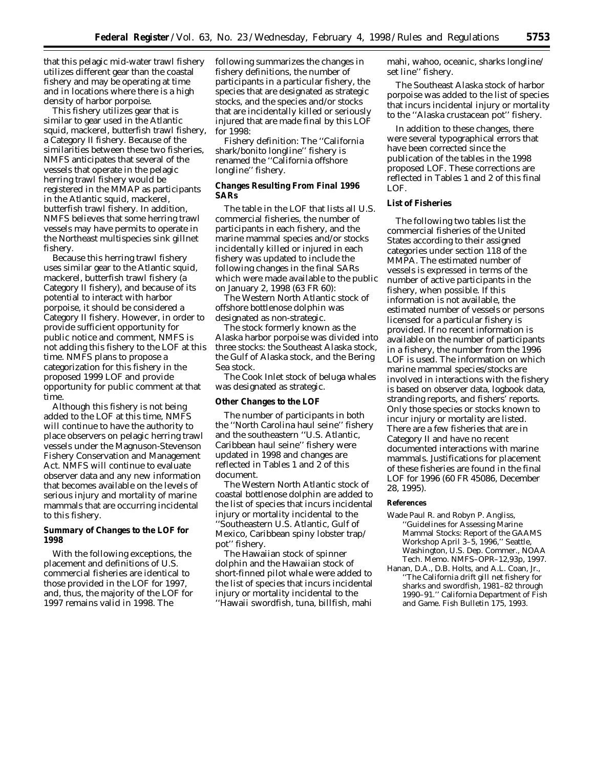that this pelagic mid-water trawl fishery utilizes different gear than the coastal fishery and may be operating at time and in locations where there is a high density of harbor porpoise.

This fishery utilizes gear that is similar to gear used in the Atlantic squid, mackerel, butterfish trawl fishery, a Category II fishery. Because of the similarities between these two fisheries, NMFS anticipates that several of the vessels that operate in the pelagic herring trawl fishery would be registered in the MMAP as participants in the Atlantic squid, mackerel, butterfish trawl fishery. In addition, NMFS believes that some herring trawl vessels may have permits to operate in the Northeast multispecies sink gillnet fishery.

Because this herring trawl fishery uses similar gear to the Atlantic squid, mackerel, butterfish trawl fishery (a Category II fishery), and because of its potential to interact with harbor porpoise, it should be considered a Category II fishery. However, in order to provide sufficient opportunity for public notice and comment, NMFS is not adding this fishery to the LOF at this time. NMFS plans to propose a categorization for this fishery in the proposed 1999 LOF and provide opportunity for public comment at that time.

Although this fishery is not being added to the LOF at this time, NMFS will continue to have the authority to place observers on pelagic herring trawl vessels under the Magnuson-Stevenson Fishery Conservation and Management Act. NMFS will continue to evaluate observer data and any new information that becomes available on the levels of serious injury and mortality of marine mammals that are occurring incidental to this fishery.

## Summary of Changes to the LOF for 1998

With the following exceptions, the placement and definitions of U.S. commercial fisheries are identical to those provided in the LOF for 1997, and, thus, the majority of the LOF for 1997 remains valid in 1998. The following summarizes the changes in fishery definitions, the number of participants in a particular fishery, the species that are designated as strategic stocks, and the species and/or stocks that are incidentally killed or seriously injured that are made final by this LOF for 1998:

Fishery definition: The ''California shark/bonito longline'' fishery is renamed the ''California offshore longline'' fishery.

## Changes Resulting From Final 1996 SARs

The table in the LOF that lists all U.S. commercial fisheries, the number of participants in each fishery, and the marine mammal species and/or stocks incidentally killed or injured in each fishery was updated to include the following changes in the final SARs which were made available to the public on January 2, 1998 (63 FR 60):

The Western North Atlantic stock of offshore bottlenose dolphin was designated as non-strategic.

The stock formerly known as the Alaska harbor porpoise was divided into three stocks: the Southeast Alaska stock, the Gulf of Alaska stock, and the Bering Sea stock.

The Cook Inlet stock of beluga whales was designated as strategic.

## Other Changes to the LOF

The number of participants in both the ''North Carolina haul seine'' fishery and the southeastern ''U.S. Atlantic, Caribbean haul seine'' fishery were updated in 1998 and changes are reflected in Tables 1 and 2 of this document.

The Western North Atlantic stock of coastal bottlenose dolphin are added to the list of species that incurs incidental injury or mortality incidental to the ''Southeastern U.S. Atlantic, Gulf of Mexico, Caribbean spiny lobster trap/pot'' fishery.

The Hawaiian stock of spinner dolphin and the Hawaiian stock of short-finned pilot whale were added to the list of species that incurs incidental injury or mortality incidental to the ''Hawaii swordfish, tuna, billfish, mahi mahi, wahoo, oceanic, sharks longline/set line'' fishery.

The Southeast Alaska stock of harbor porpoise was added to the list of species that incurs incidental injury or mortality to the ''Alaska crustacean pot'' fishery.

In addition to these changes, there were several typographical errors that have been corrected since the publication of the tables in the 1998 proposed LOF. These corrections are reflected in Tables 1 and 2 of this final LOF.

## List of Fisheries

The following two tables list the commercial fisheries of the United States according to their assigned categories under section 118 of the MMPA. The estimated number of vessels is expressed in terms of the number of active participants in the fishery, when possible. If this information is not available, the estimated number of vessels or persons licensed for a particular fishery is provided. If no recent information is available on the number of participants in a fishery, the number from the 1996 LOF is used. The information on which marine mammal species/stocks are involved in interactions with the fishery is based on observer data, logbook data, stranding reports, and fishers' reports. Only those species or stocks known to incur injury or mortality are listed. There are a few fisheries that are in Category II and have no recent documented interactions with marine mammals. Justifications for placement of these fisheries are found in the final LOF for 1996 (60 FR 45086, December 28, 1995).

### References

Wade Paul R. and Robyn P. Angliss, ''Guidelines for Assessing Marine Mammal Stocks: Report of the GAAMS Workshop April 3–5, 1996,'' Seattle, Washington, U.S. Dep. Commer., NOAA Tech. Memo. NMFS–OPR–12,93p, 1997.

Hanan, D.A., D.B. Holts, and A.L. Coan, Jr., ''The California drift gill net fishery for sharks and swordfish, 1981–82 through 1990–91.'' California Department of Fish and Game. Fish Bulletin 175, 1993.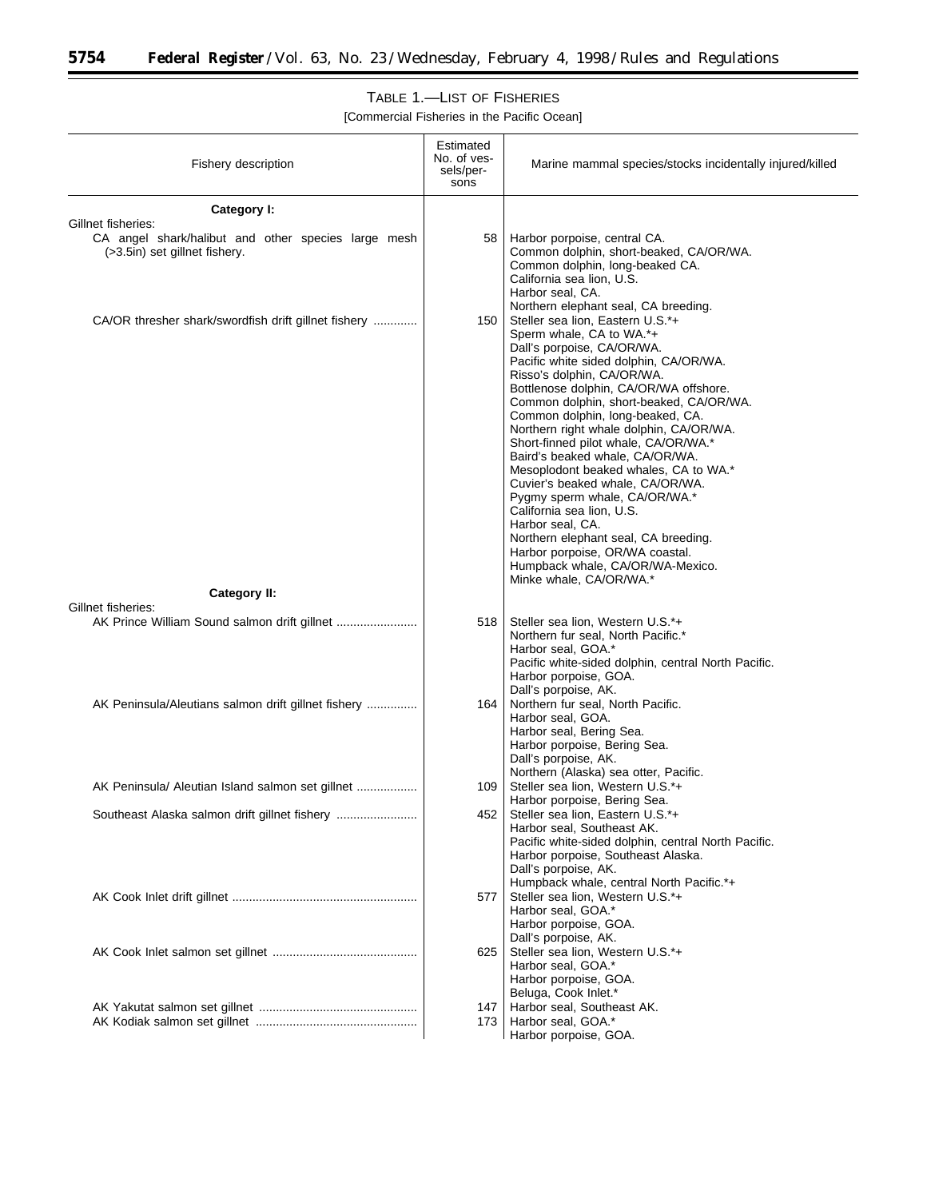TABLE 1.—LIST OF FISHERIES

[Commercial Fisheries in the Pacific Ocean]

| Fishery description | Estimated No. of vessels/persons | Marine mammal species/stocks incidentally injured/killed |
|---|---|---|
| **Category I:** | | |
| Gillnet fisheries: | | |
| CA angel shark/halibut and other species large mesh (>3.5in) set gillnet fishery. | 58 | Harbor porpoise, central CA.<br>Common dolphin, short-beaked, CA/OR/WA.<br>Common dolphin, long-beaked CA.<br>California sea lion, U.S.<br>Harbor seal, CA.<br>Northern elephant seal, CA breeding. |
| CA/OR thresher shark/swordfish drift gillnet fishery | 150 | Steller sea lion, Eastern U.S.*+<br>Sperm whale, CA to WA.*+<br>Dall's porpoise, CA/OR/WA.<br>Pacific white sided dolphin, CA/OR/WA.<br>Risso's dolphin, CA/OR/WA.<br>Bottlenose dolphin, CA/OR/WA offshore.<br>Common dolphin, short-beaked, CA/OR/WA.<br>Common dolphin, long-beaked, CA.<br>Northern right whale dolphin, CA/OR/WA.<br>Short-finned pilot whale, CA/OR/WA.*<br>Baird's beaked whale, CA/OR/WA.<br>Mesoplodont beaked whales, CA to WA.*<br>Cuvier's beaked whale, CA/OR/WA.<br>Pygmy sperm whale, CA/OR/WA.*<br>California sea lion, U.S.<br>Harbor seal, CA.<br>Northern elephant seal, CA breeding.<br>Harbor porpoise, OR/WA coastal.<br>Humpback whale, CA/OR/WA-Mexico.<br>Minke whale, CA/OR/WA.* |
| **Category II:** | | |
| Gillnet fisheries: | | |
| AK Prince William Sound salmon drift gillnet | 518 | Steller sea lion, Western U.S.*+<br>Northern fur seal, North Pacific.*<br>Harbor seal, GOA.*<br>Pacific white-sided dolphin, central North Pacific.<br>Harbor porpoise, GOA.<br>Dall's porpoise, AK. |
| AK Peninsula/Aleutians salmon drift gillnet fishery | 164 | Northern fur seal, North Pacific.<br>Harbor seal, GOA.<br>Harbor seal, Bering Sea.<br>Harbor porpoise, Bering Sea.<br>Dall's porpoise, AK.<br>Northern (Alaska) sea otter, Pacific. |
| AK Peninsula/ Aleutian Island salmon set gillnet | 109 | Steller sea lion, Western U.S.*+<br>Harbor porpoise, Bering Sea. |
| Southeast Alaska salmon drift gillnet fishery | 452 | Steller sea lion, Eastern U.S.*+<br>Harbor seal, Southeast AK.<br>Pacific white-sided dolphin, central North Pacific.<br>Harbor porpoise, Southeast Alaska.<br>Dall's porpoise, AK.<br>Humpback whale, central North Pacific.*+ |
| AK Cook Inlet drift gillnet | 577 | Steller sea lion, Western U.S.*+<br>Harbor seal, GOA.*<br>Harbor porpoise, GOA.<br>Dall's porpoise, AK. |
| AK Cook Inlet salmon set gillnet | 625 | Steller sea lion, Western U.S.*+<br>Harbor seal, GOA.*<br>Harbor porpoise, GOA.<br>Beluga, Cook Inlet.* |
| AK Yakutat salmon set gillnet | 147 | Harbor seal, Southeast AK. |
| AK Kodiak salmon set gillnet | 173 | Harbor seal, GOA.*<br>Harbor porpoise, GOA. |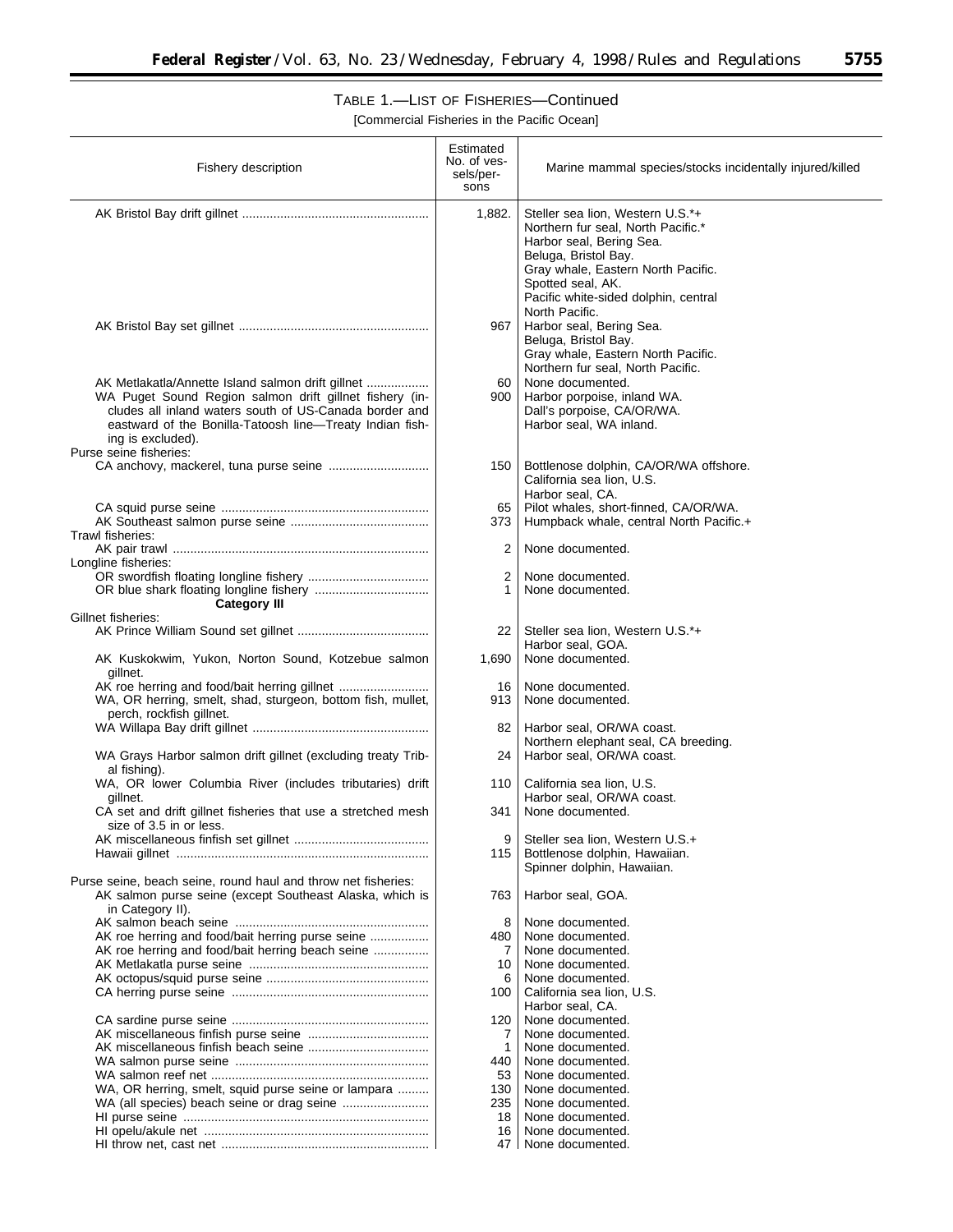TABLE 1.—LIST OF FISHERIES—Continued

[Commercial Fisheries in the Pacific Ocean]

| Fishery description | Estimated No. of vessels/persons | Marine mammal species/stocks incidentally injured/killed |
|---|---|---|
| AK Bristol Bay drift gillnet | 1,882. | Steller sea lion, Western U.S.*+ <br> Northern fur seal, North Pacific.* <br> Harbor seal, Bering Sea. <br> Beluga, Bristol Bay. <br> Gray whale, Eastern North Pacific. <br> Spotted seal, AK. <br> Pacific white-sided dolphin, central North Pacific. |
| AK Bristol Bay set gillnet | 967 | Harbor seal, Bering Sea. <br> Beluga, Bristol Bay. <br> Gray whale, Eastern North Pacific. <br> Northern fur seal, North Pacific. |
| AK Metlakatla/Annette Island salmon drift gillnet | 60 | None documented. |
| WA Puget Sound Region salmon drift gillnet fishery (includes all inland waters south of US-Canada border and eastward of the Bonilla-Tatoosh line—Treaty Indian fishing is excluded). | 900 | Harbor porpoise, inland WA. <br> Dall's porpoise, CA/OR/WA. <br> Harbor seal, WA inland. |
| Purse seine fisheries: | | |
| CA anchovy, mackerel, tuna purse seine | 150 | Bottlenose dolphin, CA/OR/WA offshore. <br> California sea lion, U.S. <br> Harbor seal, CA. |
| CA squid purse seine | 65 | Pilot whales, short-finned, CA/OR/WA. |
| AK Southeast salmon purse seine | 373 | Humpback whale, central North Pacific.+ |
| Trawl fisheries: | | |
| AK pair trawl | 2 | None documented. |
| Longline fisheries: | | |
| OR swordfish floating longline fishery | 2 | None documented. |
| OR blue shark floating longline fishery | 1 | None documented. |
| **Category III** | | |
| Gillnet fisheries: | | |
| AK Prince William Sound set gillnet | 22 | Steller sea lion, Western U.S.*+ <br> Harbor seal, GOA. |
| AK Kuskokwim, Yukon, Norton Sound, Kotzebue salmon gillnet. | 1,690 | None documented. |
| AK roe herring and food/bait herring gillnet | 16 | None documented. |
| WA, OR herring, smelt, shad, sturgeon, bottom fish, mullet, perch, rockfish gillnet. | 913 | None documented. |
| WA Willapa Bay drift gillnet | 82 | Harbor seal, OR/WA coast. <br> Northern elephant seal, CA breeding. |
| WA Grays Harbor salmon drift gillnet (excluding treaty Tribal fishing). | 24 | Harbor seal, OR/WA coast. |
| WA, OR lower Columbia River (includes tributaries) drift gillnet. | 110 | California sea lion, U.S. <br> Harbor seal, OR/WA coast. |
| CA set and drift gillnet fisheries that use a stretched mesh size of 3.5 in or less. | 341 | None documented. |
| AK miscellaneous finfish set gillnet | 9 | Steller sea lion, Western U.S.+ |
| Hawaii gillnet | 115 | Bottlenose dolphin, Hawaiian. <br> Spinner dolphin, Hawaiian. |
| Purse seine, beach seine, round haul and throw net fisheries: | | |
| AK salmon purse seine (except Southeast Alaska, which is in Category II). | 763 | Harbor seal, GOA. |
| AK salmon beach seine | 8 | None documented. |
| AK roe herring and food/bait herring purse seine | 480 | None documented. |
| AK roe herring and food/bait herring beach seine | 7 | None documented. |
| AK Metlakatla purse seine | 10 | None documented. |
| AK octopus/squid purse seine | 6 | None documented. |
| CA herring purse seine | 100 | California sea lion, U.S. <br> Harbor seal, CA. |
| CA sardine purse seine | 120 | None documented. |
| AK miscellaneous finfish purse seine | 7 | None documented. |
| AK miscellaneous finfish beach seine | 1 | None documented. |
| WA salmon purse seine | 440 | None documented. |
| WA salmon reef net | 53 | None documented. |
| WA, OR herring, smelt, squid purse seine or lampara | 130 | None documented. |
| WA (all species) beach seine or drag seine | 235 | None documented. |
| HI purse seine | 18 | None documented. |
| HI opelu/akule net | 16 | None documented. |
| HI throw net, cast net | 47 | None documented. |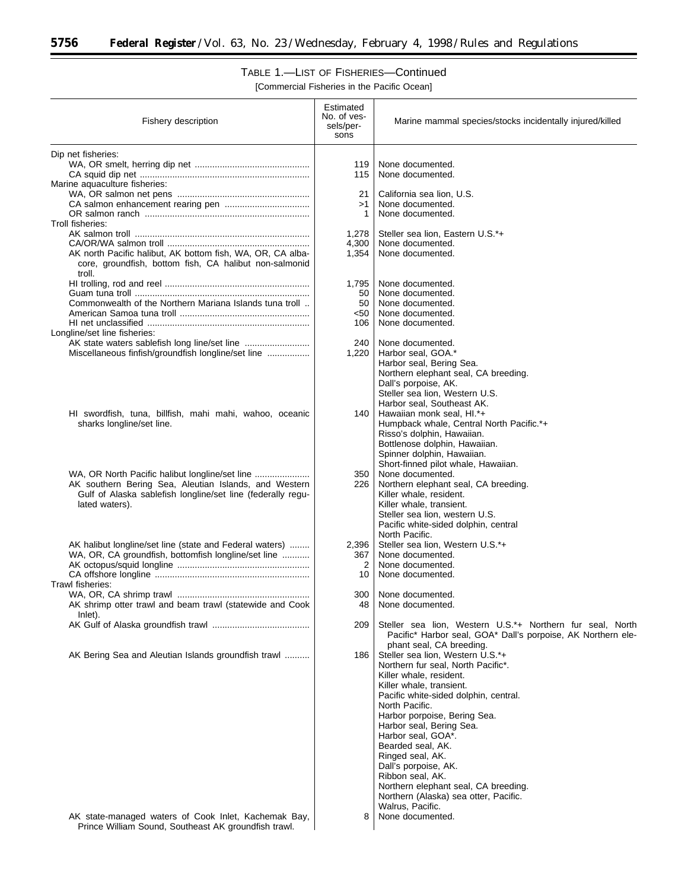TABLE 1.—LIST OF FISHERIES—Continued

[Commercial Fisheries in the Pacific Ocean]

| Fishery description | Estimated No. of vessels/persons | Marine mammal species/stocks incidentally injured/killed |
|---|---|---|
| Dip net fisheries: | | |
| WA, OR smelt, herring dip net | 119 | None documented. |
| CA squid dip net | 115 | None documented. |
| Marine aquaculture fisheries: | | |
| WA, OR salmon net pens | 21 | California sea lion, U.S. |
| CA salmon enhancement rearing pen | >1 | None documented. |
| OR salmon ranch | 1 | None documented. |
| Troll fisheries: | | |
| AK salmon troll | 1,278 | Steller sea lion, Eastern U.S.*+ |
| CA/OR/WA salmon troll | 4,300 | None documented. |
| AK north Pacific halibut, AK bottom fish, WA, OR, CA albacore, groundfish, bottom fish, CA halibut non-salmonid troll. | 1,354 | None documented. |
| HI trolling, rod and reel | 1,795 | None documented. |
| Guam tuna troll | 50 | None documented. |
| Commonwealth of the Northern Mariana Islands tuna troll | 50 | None documented. |
| American Samoa tuna troll | <50 | None documented. |
| HI net unclassified | 106 | None documented. |
| Longline/set line fisheries: | | |
| AK state waters sablefish long line/set line | 240 | None documented. |
| Miscellaneous finfish/groundfish longline/set line | 1,220 | Harbor seal, GOA.*<br>Harbor seal, Bering Sea.<br>Northern elephant seal, CA breeding.<br>Dall's porpoise, AK.<br>Steller sea lion, Western U.S.<br>Harbor seal, Southeast AK. |
| HI swordfish, tuna, billfish, mahi mahi, wahoo, oceanic sharks longline/set line. | 140 | Hawaiian monk seal, HI.*+<br>Humpback whale, Central North Pacific.*+<br>Risso's dolphin, Hawaiian.<br>Bottlenose dolphin, Hawaiian.<br>Spinner dolphin, Hawaiian.<br>Short-finned pilot whale, Hawaiian. |
| WA, OR North Pacific halibut longline/set line | 350 | None documented. |
| AK southern Bering Sea, Aleutian Islands, and Western Gulf of Alaska sablefish longline/set line (federally regulated waters). | 226 | Northern elephant seal, CA breeding.<br>Killer whale, resident.<br>Killer whale, transient.<br>Steller sea lion, western U.S.<br>Pacific white-sided dolphin, central North Pacific. |
| AK halibut longline/set line (state and Federal waters) | 2,396 | Steller sea lion, Western U.S.*+ |
| WA, OR, CA groundfish, bottomfish longline/set line | 367 | None documented. |
| AK octopus/squid longline | 2 | None documented. |
| CA offshore longline | 10 | None documented. |
| Trawl fisheries: | | |
| WA, OR, CA shrimp trawl | 300 | None documented. |
| AK shrimp otter trawl and beam trawl (statewide and Cook Inlet). | 48 | None documented. |
| AK Gulf of Alaska groundfish trawl | 209 | Steller sea lion, Western U.S.*+ Northern fur seal, North Pacific* Harbor seal, GOA* Dall's porpoise, AK Northern elephant seal, CA breeding. |
| AK Bering Sea and Aleutian Islands groundfish trawl | 186 | Steller sea lion, Western U.S.*+<br>Northern fur seal, North Pacific*.<br>Killer whale, resident.<br>Killer whale, transient.<br>Pacific white-sided dolphin, central.<br>North Pacific.<br>Harbor porpoise, Bering Sea.<br>Harbor seal, Bering Sea.<br>Harbor seal, GOA*.<br>Bearded seal, AK.<br>Ringed seal, AK.<br>Dall's porpoise, AK.<br>Ribbon seal, AK.<br>Northern elephant seal, CA breeding.<br>Northern (Alaska) sea otter, Pacific.<br>Walrus, Pacific. |
| AK state-managed waters of Cook Inlet, Kachemak Bay, Prince William Sound, Southeast AK groundfish trawl. | 8 | None documented. |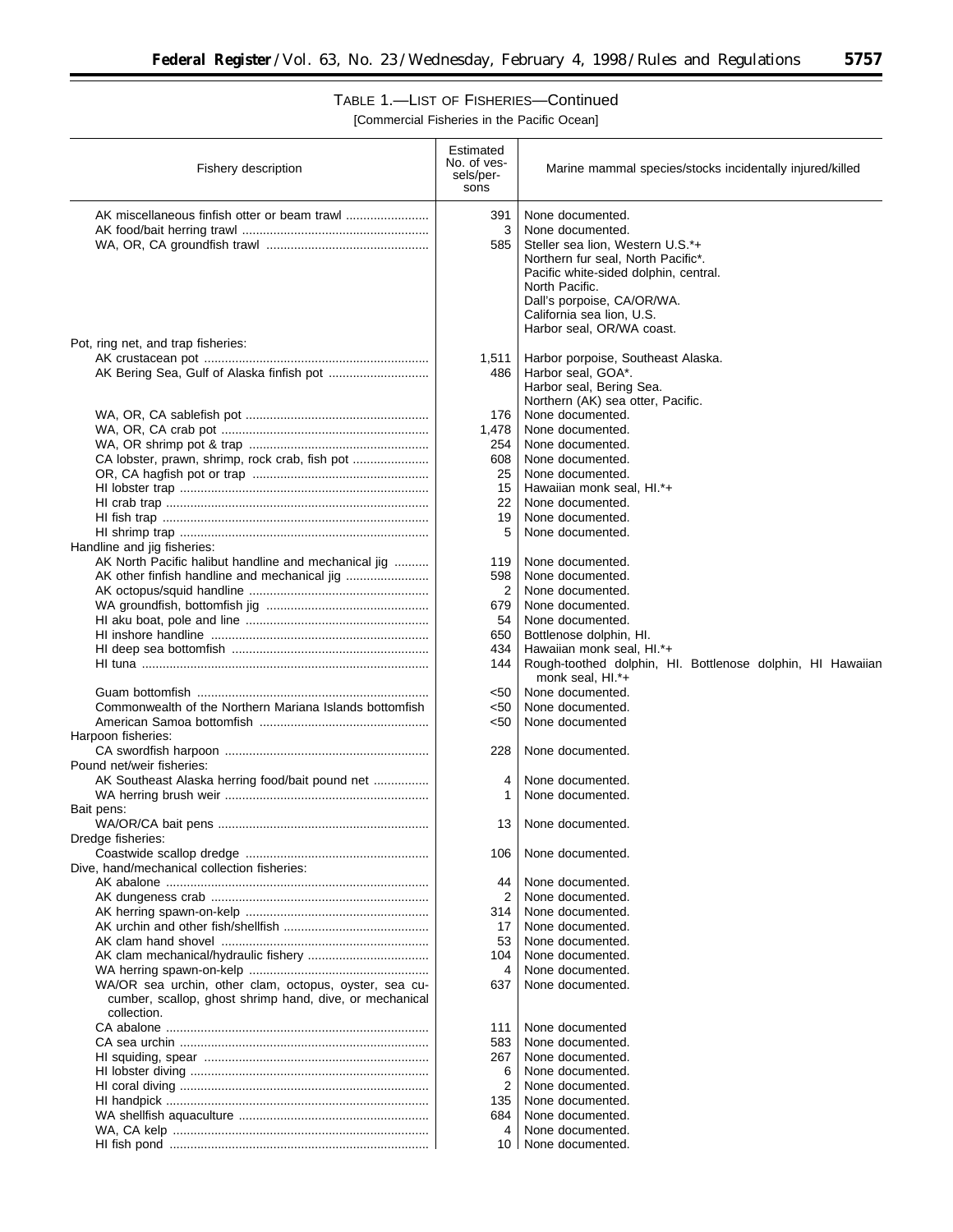# TABLE 1.—LIST OF FISHERIES—Continued

[Commercial Fisheries in the Pacific Ocean]

| Fishery description | Estimated No. of vessels/persons | Marine mammal species/stocks incidentally injured/killed |
|---|---|---|
| AK miscellaneous finfish otter or beam trawl | 391 | None documented. |
| AK food/bait herring trawl | 3 | None documented. |
| WA, OR, CA groundfish trawl | 585 | Steller sea lion, Western U.S.*+<br>Northern fur seal, North Pacific*.<br>Pacific white-sided dolphin, central.<br>North Pacific.<br>Dall's porpoise, CA/OR/WA.<br>California sea lion, U.S.<br>Harbor seal, OR/WA coast. |
| Pot, ring net, and trap fisheries: | | |
| AK crustacean pot | 1,511 | Harbor porpoise, Southeast Alaska. |
| AK Bering Sea, Gulf of Alaska finfish pot | 486 | Harbor seal, GOA*.<br>Harbor seal, Bering Sea.<br>Northern (AK) sea otter, Pacific. |
| WA, OR, CA sablefish pot | 176 | None documented. |
| WA, OR, CA crab pot | 1,478 | None documented. |
| WA, OR shrimp pot & trap | 254 | None documented. |
| CA lobster, prawn, shrimp, rock crab, fish pot | 608 | None documented. |
| OR, CA hagfish pot or trap | 25 | None documented. |
| HI lobster trap | 15 | Hawaiian monk seal, HI.*+ |
| HI crab trap | 22 | None documented. |
| HI fish trap | 19 | None documented. |
| HI shrimp trap | 5 | None documented. |
| Handline and jig fisheries: | | |
| AK North Pacific halibut handline and mechanical jig | 119 | None documented. |
| AK other finfish handline and mechanical jig | 598 | None documented. |
| AK octopus/squid handline | 2 | None documented. |
| WA groundfish, bottomfish jig | 679 | None documented. |
| HI aku boat, pole and line | 54 | None documented. |
| HI inshore handline | 650 | Bottlenose dolphin, HI. |
| HI deep sea bottomfish | 434 | Hawaiian monk seal, HI.*+ |
| HI tuna | 144 | Rough-toothed dolphin, HI. Bottlenose dolphin, HI Hawaiian monk seal, HI.*+ |
| Guam bottomfish | <50 | None documented. |
| Commonwealth of the Northern Mariana Islands bottomfish | <50 | None documented. |
| American Samoa bottomfish | <50 | None documented |
| Harpoon fisheries: | | |
| CA swordfish harpoon | 228 | None documented. |
| Pound net/weir fisheries: | | |
| AK Southeast Alaska herring food/bait pound net | 4 | None documented. |
| WA herring brush weir | 1 | None documented. |
| Bait pens: | | |
| WA/OR/CA bait pens | 13 | None documented. |
| Dredge fisheries: | | |
| Coastwide scallop dredge | 106 | None documented. |
| Dive, hand/mechanical collection fisheries: | | |
| AK abalone | 44 | None documented. |
| AK dungeness crab | 2 | None documented. |
| AK herring spawn-on-kelp | 314 | None documented. |
| AK urchin and other fish/shellfish | 17 | None documented. |
| AK clam hand shovel | 53 | None documented. |
| AK clam mechanical/hydraulic fishery | 104 | None documented. |
| WA herring spawn-on-kelp | 4 | None documented. |
| WA/OR sea urchin, other clam, octopus, oyster, sea cucumber, scallop, ghost shrimp hand, dive, or mechanical collection. | 637 | None documented. |
| CA abalone | 111 | None documented |
| CA sea urchin | 583 | None documented. |
| HI squiding, spear | 267 | None documented. |
| HI lobster diving | 6 | None documented. |
| HI coral diving | 2 | None documented. |
| HI handpick | 135 | None documented. |
| WA shellfish aquaculture | 684 | None documented. |
| WA, CA kelp | 4 | None documented. |
| HI fish pond | 10 | None documented. |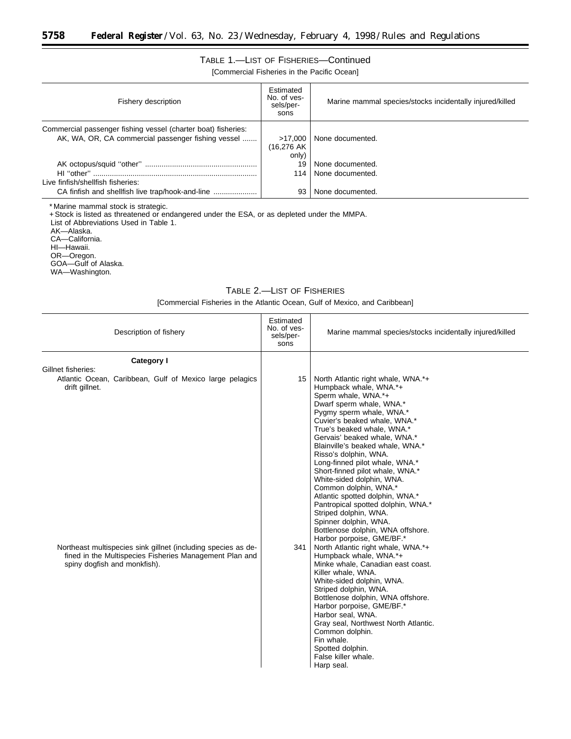TABLE 1.—LIST OF FISHERIES—Continued

[Commercial Fisheries in the Pacific Ocean]

| Fishery description | Estimated No. of vessels/persons | Marine mammal species/stocks incidentally injured/killed |
|---|---|---|
| Commercial passenger fishing vessel (charter boat) fisheries: | | |
| AK, WA, OR, CA commercial passenger fishing vessel | >17,000 (16,276 AK only) | None documented. |
| AK octopus/squid ''other'' | 19 | None documented. |
| HI ''other'' | 114 | None documented. |
| Live finfish/shellfish fisheries: | | |
| CA finfish and shellfish live trap/hook-and-line | 93 | None documented. |

* Marine mammal stock is strategic.

+ Stock is listed as threatened or endangered under the ESA, or as depleted under the MMPA.

List of Abbreviations Used in Table 1.

AK—Alaska.
CA—California.
HI—Hawaii.
OR—Oregon.
GOA—Gulf of Alaska.
WA—Washington.

TABLE 2.—LIST OF FISHERIES

[Commercial Fisheries in the Atlantic Ocean, Gulf of Mexico, and Caribbean]

| Description of fishery | Estimated No. of vessels/persons | Marine mammal species/stocks incidentally injured/killed |
|---|---|---|
| **Category I** | | |
| Gillnet fisheries: | | |
| Atlantic Ocean, Caribbean, Gulf of Mexico large pelagics drift gillnet. | 15 | North Atlantic right whale, WNA.*+<br>Humpback whale, WNA.*+<br>Sperm whale, WNA.*+<br>Dwarf sperm whale, WNA.*<br>Pygmy sperm whale, WNA.*<br>Cuvier's beaked whale, WNA.*<br>True's beaked whale, WNA.*<br>Gervais' beaked whale, WNA.*<br>Blainville's beaked whale, WNA.*<br>Risso's dolphin, WNA.<br>Long-finned pilot whale, WNA.*<br>Short-finned pilot whale, WNA.*<br>White-sided dolphin, WNA.<br>Common dolphin, WNA.*<br>Atlantic spotted dolphin, WNA.*<br>Pantropical spotted dolphin, WNA.*<br>Striped dolphin, WNA.<br>Spinner dolphin, WNA.<br>Bottlenose dolphin, WNA offshore.<br>Harbor porpoise, GME/BF.* |
| Northeast multispecies sink gillnet (including species as defined in the Multispecies Fisheries Management Plan and spiny dogfish and monkfish). | 341 | North Atlantic right whale, WNA.*+<br>Humpback whale, WNA.*+<br>Minke whale, Canadian east coast.<br>Killer whale, WNA.<br>White-sided dolphin, WNA.<br>Striped dolphin, WNA.<br>Bottlenose dolphin, WNA offshore.<br>Harbor porpoise, GME/BF.*<br>Harbor seal, WNA.<br>Gray seal, Northwest North Atlantic.<br>Common dolphin.<br>Fin whale.<br>Spotted dolphin.<br>False killer whale.<br>Harp seal. |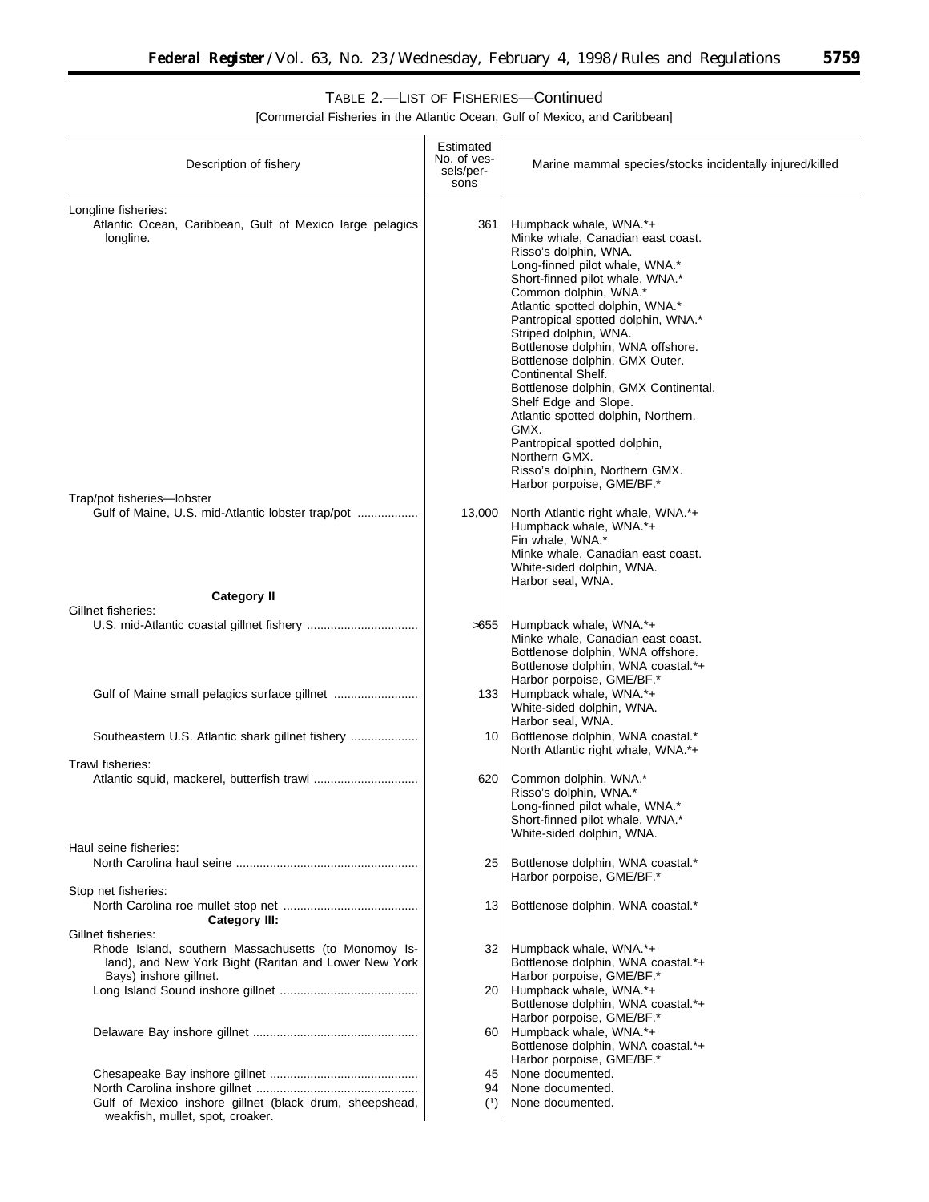TABLE 2.—LIST OF FISHERIES—Continued

[Commercial Fisheries in the Atlantic Ocean, Gulf of Mexico, and Caribbean]

| Description of fishery | Estimated No. of vessels/persons | Marine mammal species/stocks incidentally injured/killed |
|---|---|---|
| Longline fisheries: | | |
| Atlantic Ocean, Caribbean, Gulf of Mexico large pelagics longline. | 361 | Humpback whale, WNA.*+<br>Minke whale, Canadian east coast.<br>Risso's dolphin, WNA.<br>Long-finned pilot whale, WNA.*<br>Short-finned pilot whale, WNA.*<br>Common dolphin, WNA.*<br>Atlantic spotted dolphin, WNA.*<br>Pantropical spotted dolphin, WNA.*<br>Striped dolphin, WNA.<br>Bottlenose dolphin, WNA offshore.<br>Bottlenose dolphin, GMX Outer. Continental Shelf.<br>Bottlenose dolphin, GMX Continental. Shelf Edge and Slope.<br>Atlantic spotted dolphin, Northern. GMX.<br>Pantropical spotted dolphin, Northern GMX.<br>Risso's dolphin, Northern GMX.<br>Harbor porpoise, GME/BF.* |
| Trap/pot fisheries—lobster | | |
| Gulf of Maine, U.S. mid-Atlantic lobster trap/pot | 13,000 | North Atlantic right whale, WNA.*+<br>Humpback whale, WNA.*+<br>Fin whale, WNA.*<br>Minke whale, Canadian east coast.<br>White-sided dolphin, WNA.<br>Harbor seal, WNA. |
| **Category II** | | |
| Gillnet fisheries: | | |
| U.S. mid-Atlantic coastal gillnet fishery | >655 | Humpback whale, WNA.*+<br>Minke whale, Canadian east coast.<br>Bottlenose dolphin, WNA offshore.<br>Bottlenose dolphin, WNA coastal.*+<br>Harbor porpoise, GME/BF.* |
| Gulf of Maine small pelagics surface gillnet | 133 | Humpback whale, WNA.*+<br>White-sided dolphin, WNA.<br>Harbor seal, WNA. |
| Southeastern U.S. Atlantic shark gillnet fishery | 10 | Bottlenose dolphin, WNA coastal.*<br>North Atlantic right whale, WNA.*+ |
| Trawl fisheries: | | |
| Atlantic squid, mackerel, butterfish trawl | 620 | Common dolphin, WNA.*<br>Risso's dolphin, WNA.*<br>Long-finned pilot whale, WNA.*<br>Short-finned pilot whale, WNA.*<br>White-sided dolphin, WNA. |
| Haul seine fisheries: | | |
| North Carolina haul seine | 25 | Bottlenose dolphin, WNA coastal.*<br>Harbor porpoise, GME/BF.* |
| Stop net fisheries: | | |
| North Carolina roe mullet stop net | 13 | Bottlenose dolphin, WNA coastal.* |
| **Category III:** | | |
| Gillnet fisheries: | | |
| Rhode Island, southern Massachusetts (to Monomoy Island), and New York Bight (Raritan and Lower New York Bays) inshore gillnet. | 32 | Humpback whale, WNA.*+<br>Bottlenose dolphin, WNA coastal.*+<br>Harbor porpoise, GME/BF.* |
| Long Island Sound inshore gillnet | 20 | Humpback whale, WNA.*+<br>Bottlenose dolphin, WNA coastal.*+<br>Harbor porpoise, GME/BF.* |
| Delaware Bay inshore gillnet | 60 | Humpback whale, WNA.*+<br>Bottlenose dolphin, WNA coastal.*+<br>Harbor porpoise, GME/BF.* |
| Chesapeake Bay inshore gillnet | 45 | None documented. |
| North Carolina inshore gillnet | 94 | None documented. |
| Gulf of Mexico inshore gillnet (black drum, sheepshead, weakfish, mullet, spot, croaker. | (1) | None documented. |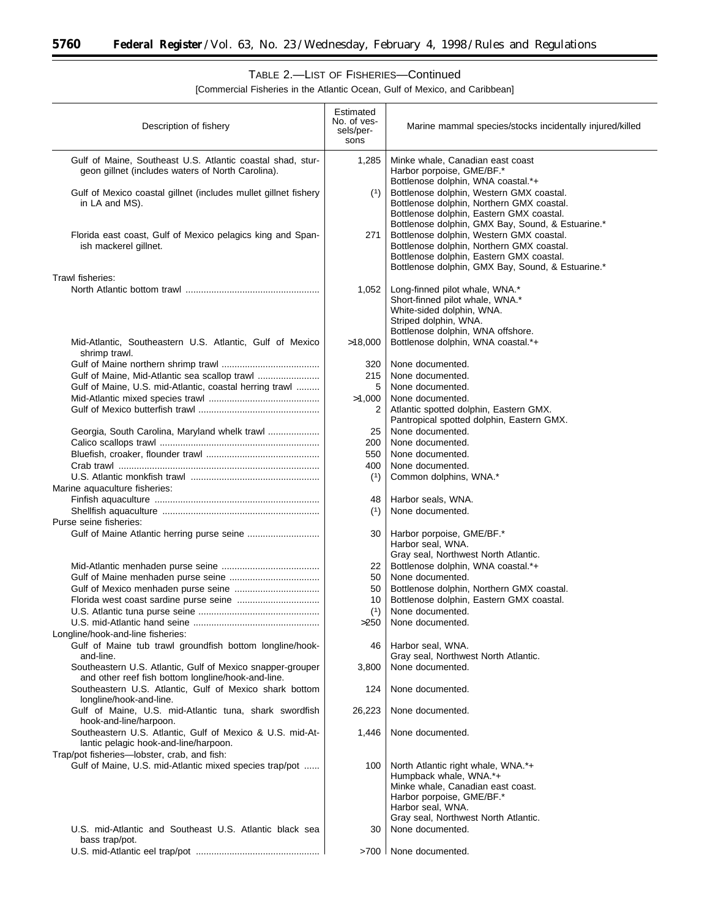TABLE 2.—LIST OF FISHERIES—Continued

[Commercial Fisheries in the Atlantic Ocean, Gulf of Mexico, and Caribbean]

| Description of fishery | Estimated No. of vessels/persons | Marine mammal species/stocks incidentally injured/killed |
|---|---|---|
| Gulf of Maine, Southeast U.S. Atlantic coastal shad, sturgeon gillnet (includes waters of North Carolina). | 1,285 | Minke whale, Canadian east coast<br>Harbor porpoise, GME/BF.*<br>Bottlenose dolphin, WNA coastal.*+ |
| Gulf of Mexico coastal gillnet (includes mullet gillnet fishery in LA and MS). | (1) | Bottlenose dolphin, Western GMX coastal.<br>Bottlenose dolphin, Northern GMX coastal.<br>Bottlenose dolphin, Eastern GMX coastal.<br>Bottlenose dolphin, GMX Bay, Sound, & Estuarine.* |
| Florida east coast, Gulf of Mexico pelagics king and Spanish mackerel gillnet. | 271 | Bottlenose dolphin, Western GMX coastal.<br>Bottlenose dolphin, Northern GMX coastal.<br>Bottlenose dolphin, Eastern GMX coastal.<br>Bottlenose dolphin, GMX Bay, Sound, & Estuarine.* |
| Trawl fisheries: | | |
| North Atlantic bottom trawl | 1,052 | Long-finned pilot whale, WNA.*<br>Short-finned pilot whale, WNA.*<br>White-sided dolphin, WNA.<br>Striped dolphin, WNA.<br>Bottlenose dolphin, WNA offshore. |
| Mid-Atlantic, Southeastern U.S. Atlantic, Gulf of Mexico shrimp trawl. | >18,000 | Bottlenose dolphin, WNA coastal.*+ |
| Gulf of Maine northern shrimp trawl | 320 | None documented. |
| Gulf of Maine, Mid-Atlantic sea scallop trawl | 215 | None documented. |
| Gulf of Maine, U.S. mid-Atlantic, coastal herring trawl | 5 | None documented. |
| Mid-Atlantic mixed species trawl | >1,000 | None documented. |
| Gulf of Mexico butterfish trawl | 2 | Atlantic spotted dolphin, Eastern GMX.<br>Pantropical spotted dolphin, Eastern GMX. |
| Georgia, South Carolina, Maryland whelk trawl | 25 | None documented. |
| Calico scallops trawl | 200 | None documented. |
| Bluefish, croaker, flounder trawl | 550 | None documented. |
| Crab trawl | 400 | None documented. |
| U.S. Atlantic monkfish trawl | (1) | Common dolphins, WNA.* |
| Marine aquaculture fisheries: | | |
| Finfish aquaculture | 48 | Harbor seals, WNA. |
| Shellfish aquaculture | (1) | None documented. |
| Purse seine fisheries: | | |
| Gulf of Maine Atlantic herring purse seine | 30 | Harbor porpoise, GME/BF.*<br>Harbor seal, WNA.<br>Gray seal, Northwest North Atlantic. |
| Mid-Atlantic menhaden purse seine | 22 | Bottlenose dolphin, WNA coastal.*+ |
| Gulf of Maine menhaden purse seine | 50 | None documented. |
| Gulf of Mexico menhaden purse seine | 50 | Bottlenose dolphin, Northern GMX coastal. |
| Florida west coast sardine purse seine | 10 | Bottlenose dolphin, Eastern GMX coastal. |
| U.S. Atlantic tuna purse seine | (1) | None documented. |
| U.S. mid-Atlantic hand seine | >250 | None documented. |
| Longline/hook-and-line fisheries: | | |
| Gulf of Maine tub trawl groundfish bottom longline/hook-and-line. | 46 | Harbor seal, WNA.<br>Gray seal, Northwest North Atlantic. |
| Southeastern U.S. Atlantic, Gulf of Mexico snapper-grouper and other reef fish bottom longline/hook-and-line. | 3,800 | None documented. |
| Southeastern U.S. Atlantic, Gulf of Mexico shark bottom longline/hook-and-line. | 124 | None documented. |
| Gulf of Maine, U.S. mid-Atlantic tuna, shark swordfish hook-and-line/harpoon. | 26,223 | None documented. |
| Southeastern U.S. Atlantic, Gulf of Mexico & U.S. mid-Atlantic pelagic hook-and-line/harpoon. | 1,446 | None documented. |
| Trap/pot fisheries—lobster, crab, and fish: | | |
| Gulf of Maine, U.S. mid-Atlantic mixed species trap/pot | 100 | North Atlantic right whale, WNA.*+<br>Humpback whale, WNA.*+<br>Minke whale, Canadian east coast.<br>Harbor porpoise, GME/BF.*<br>Harbor seal, WNA.<br>Gray seal, Northwest North Atlantic. |
| U.S. mid-Atlantic and Southeast U.S. Atlantic black sea bass trap/pot. | 30 | None documented. |
| U.S. mid-Atlantic eel trap/pot | >700 | None documented. |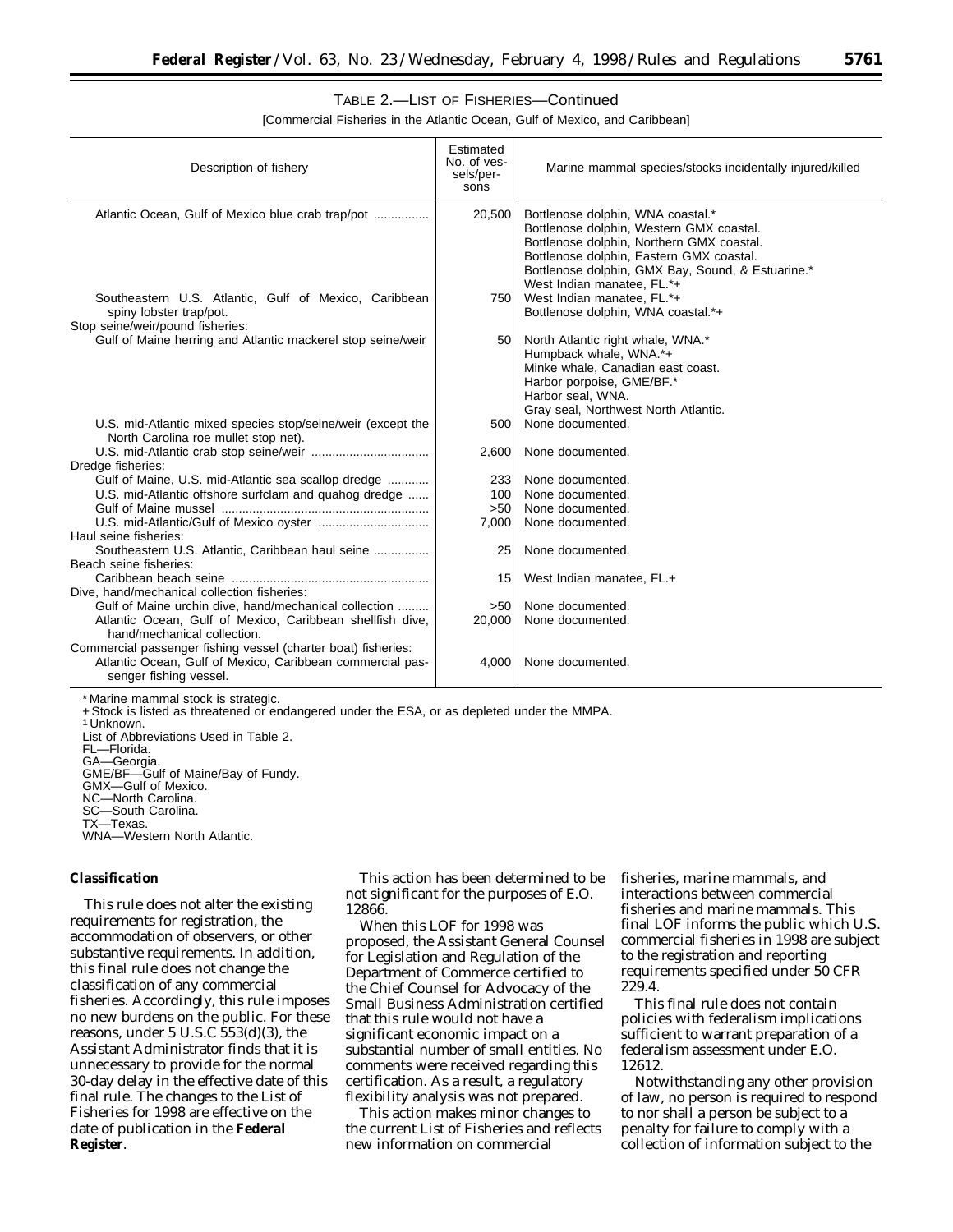TABLE 2.—LIST OF FISHERIES—Continued

[Commercial Fisheries in the Atlantic Ocean, Gulf of Mexico, and Caribbean]

| Description of fishery | Estimated No. of vessels/persons | Marine mammal species/stocks incidentally injured/killed |
|---|---|---|
| Atlantic Ocean, Gulf of Mexico blue crab trap/pot | 20,500 | Bottlenose dolphin, WNA coastal.* Bottlenose dolphin, Western GMX coastal. Bottlenose dolphin, Northern GMX coastal. Bottlenose dolphin, Eastern GMX coastal. Bottlenose dolphin, GMX Bay, Sound, & Estuarine.* West Indian manatee, FL.*+ |
| Southeastern U.S. Atlantic, Gulf of Mexico, Caribbean spiny lobster trap/pot. | 750 | West Indian manatee, FL.*+ Bottlenose dolphin, WNA coastal.*+ |
| Stop seine/weir/pound fisheries: | | |
| Gulf of Maine herring and Atlantic mackerel stop seine/weir | 50 | North Atlantic right whale, WNA.* Humpback whale, WNA.*+ Minke whale, Canadian east coast. Harbor porpoise, GME/BF.* Harbor seal, WNA. Gray seal, Northwest North Atlantic. |
| U.S. mid-Atlantic mixed species stop/seine/weir (except the North Carolina roe mullet stop net). | 500 | None documented. |
| U.S. mid-Atlantic crab stop seine/weir | 2,600 | None documented. |
| Dredge fisheries: | | |
| Gulf of Maine, U.S. mid-Atlantic sea scallop dredge | 233 | None documented. |
| U.S. mid-Atlantic offshore surfclam and quahog dredge | 100 | None documented. |
| Gulf of Maine mussel | >50 | None documented. |
| U.S. mid-Atlantic/Gulf of Mexico oyster | 7,000 | None documented. |
| Haul seine fisheries: | | |
| Southeastern U.S. Atlantic, Caribbean haul seine | 25 | None documented. |
| Beach seine fisheries: | | |
| Caribbean beach seine | 15 | West Indian manatee, FL.+ |
| Dive, hand/mechanical collection fisheries: | | |
| Gulf of Maine urchin dive, hand/mechanical collection | >50 | None documented. |
| Atlantic Ocean, Gulf of Mexico, Caribbean shellfish dive, hand/mechanical collection. | 20,000 | None documented. |
| Commercial passenger fishing vessel (charter boat) fisheries: | | |
| Atlantic Ocean, Gulf of Mexico, Caribbean commercial passenger fishing vessel. | 4,000 | None documented. |

\* Marine mammal stock is strategic.
\+ Stock is listed as threatened or endangered under the ESA, or as depleted under the MMPA.
[1] Unknown.
List of Abbreviations Used in Table 2.
FL—Florida.
GA—Georgia.
GME/BF—Gulf of Maine/Bay of Fundy.
GMX—Gulf of Mexico.
NC—North Carolina.
SC—South Carolina.
TX—Texas.
WNA—Western North Atlantic.

**Classification**

This rule does not alter the existing requirements for registration, the accommodation of observers, or other substantive requirements. In addition, this final rule does not change the classification of any commercial fisheries. Accordingly, this rule imposes no new burdens on the public. For these reasons, under 5 U.S.C 553(d)(3), the Assistant Administrator finds that it is unnecessary to provide for the normal 30-day delay in the effective date of this final rule. The changes to the List of Fisheries for 1998 are effective on the date of publication in the **Federal Register**.

This action has been determined to be not significant for the purposes of E.O. 12866.

When this LOF for 1998 was proposed, the Assistant General Counsel for Legislation and Regulation of the Department of Commerce certified to the Chief Counsel for Advocacy of the Small Business Administration certified that this rule would not have a significant economic impact on a substantial number of small entities. No comments were received regarding this certification. As a result, a regulatory flexibility analysis was not prepared.

This action makes minor changes to the current List of Fisheries and reflects new information on commercial fisheries, marine mammals, and interactions between commercial fisheries and marine mammals. This final LOF informs the public which U.S. commercial fisheries in 1998 are subject to the registration and reporting requirements specified under 50 CFR 229.4.

This final rule does not contain policies with federalism implications sufficient to warrant preparation of a federalism assessment under E.O. 12612.

Notwithstanding any other provision of law, no person is required to respond to nor shall a person be subject to a penalty for failure to comply with a collection of information subject to the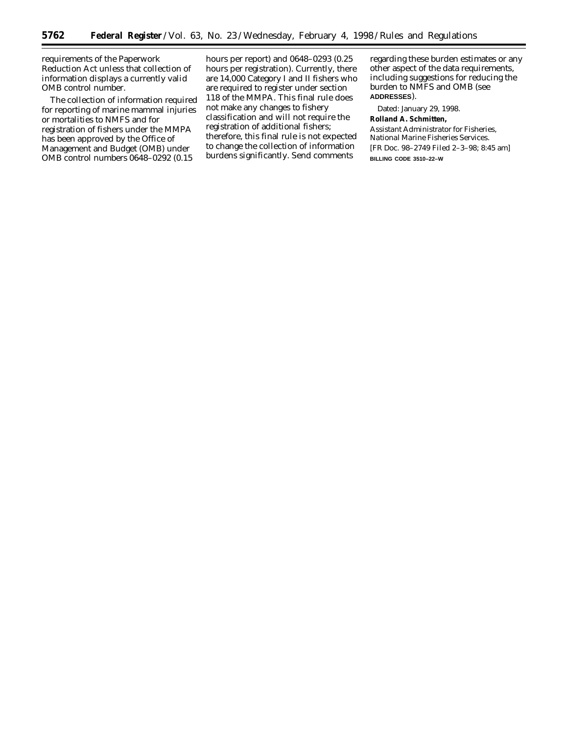requirements of the Paperwork Reduction Act unless that collection of information displays a currently valid OMB control number.

The collection of information required for reporting of marine mammal injuries or mortalities to NMFS and for registration of fishers under the MMPA has been approved by the Office of Management and Budget (OMB) under OMB control numbers 0648–0292 (0.15 hours per report) and 0648–0293 (0.25 hours per registration). Currently, there are 14,000 Category I and II fishers who are required to register under section 118 of the MMPA. This final rule does not make any changes to fishery classification and will not require the registration of additional fishers; therefore, this final rule is not expected to change the collection of information burdens significantly. Send comments regarding these burden estimates or any other aspect of the data requirements, including suggestions for reducing the burden to NMFS and OMB (see **ADDRESSES**).

Dated: January 29, 1998.

**Rolland A. Schmitten,**

*Assistant Administrator for Fisheries, National Marine Fisheries Services.*

[FR Doc. 98–2749 Filed 2–3–98; 8:45 am]

**BILLING CODE 3510–22–W**